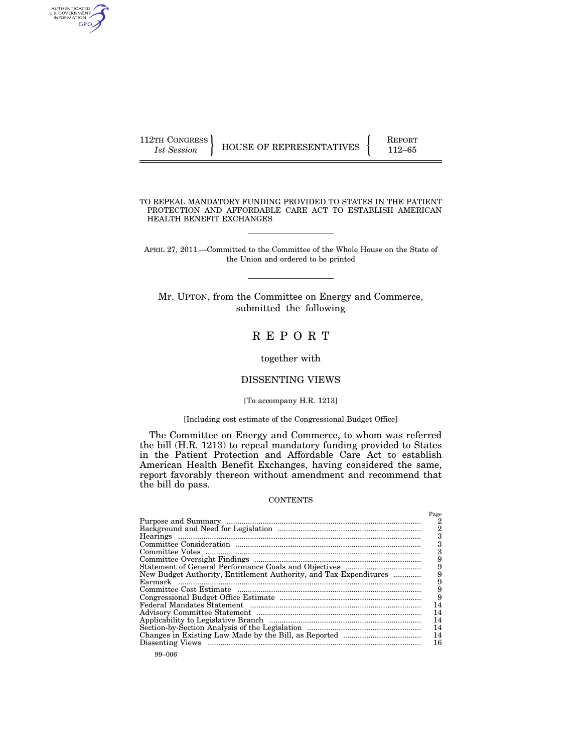112TH CONGRESS
*1st Session*

HOUSE OF REPRESENTATIVES

REPORT
112–65

# TO REPEAL MANDATORY FUNDING PROVIDED TO STATES IN THE PATIENT PROTECTION AND AFFORDABLE CARE ACT TO ESTABLISH AMERICAN HEALTH BENEFIT EXCHANGES

APRIL 27, 2011.—Committed to the Committee of the Whole House on the State of the Union and ordered to be printed

Mr. UPTON, from the Committee on Energy and Commerce, submitted the following

# REPORT

together with

## DISSENTING VIEWS

[To accompany H.R. 1213]

[Including cost estimate of the Congressional Budget Office]

The Committee on Energy and Commerce, to whom was referred the bill (H.R. 1213) to repeal mandatory funding provided to States in the Patient Protection and Affordable Care Act to establish American Health Benefit Exchanges, having considered the same, report favorably thereon without amendment and recommend that the bill do pass.

CONTENTS

| | Page |
|---|---|
| Purpose and Summary | 2 |
| Background and Need for Legislation | 2 |
| Hearings | 3 |
| Committee Consideration | 3 |
| Committee Votes | 3 |
| Committee Oversight Findings | 9 |
| Statement of General Performance Goals and Objectives | 9 |
| New Budget Authority, Entitlement Authority, and Tax Expenditures | 9 |
| Earmark | 9 |
| Committee Cost Estimate | 9 |
| Congressional Budget Office Estimate | 9 |
| Federal Mandates Statement | 14 |
| Advisory Committee Statement | 14 |
| Applicability to Legislative Branch | 14 |
| Section-by-Section Analysis of the Legislation | 14 |
| Changes in Existing Law Made by the Bill, as Reported | 14 |
| Dissenting Views | 16 |

99–006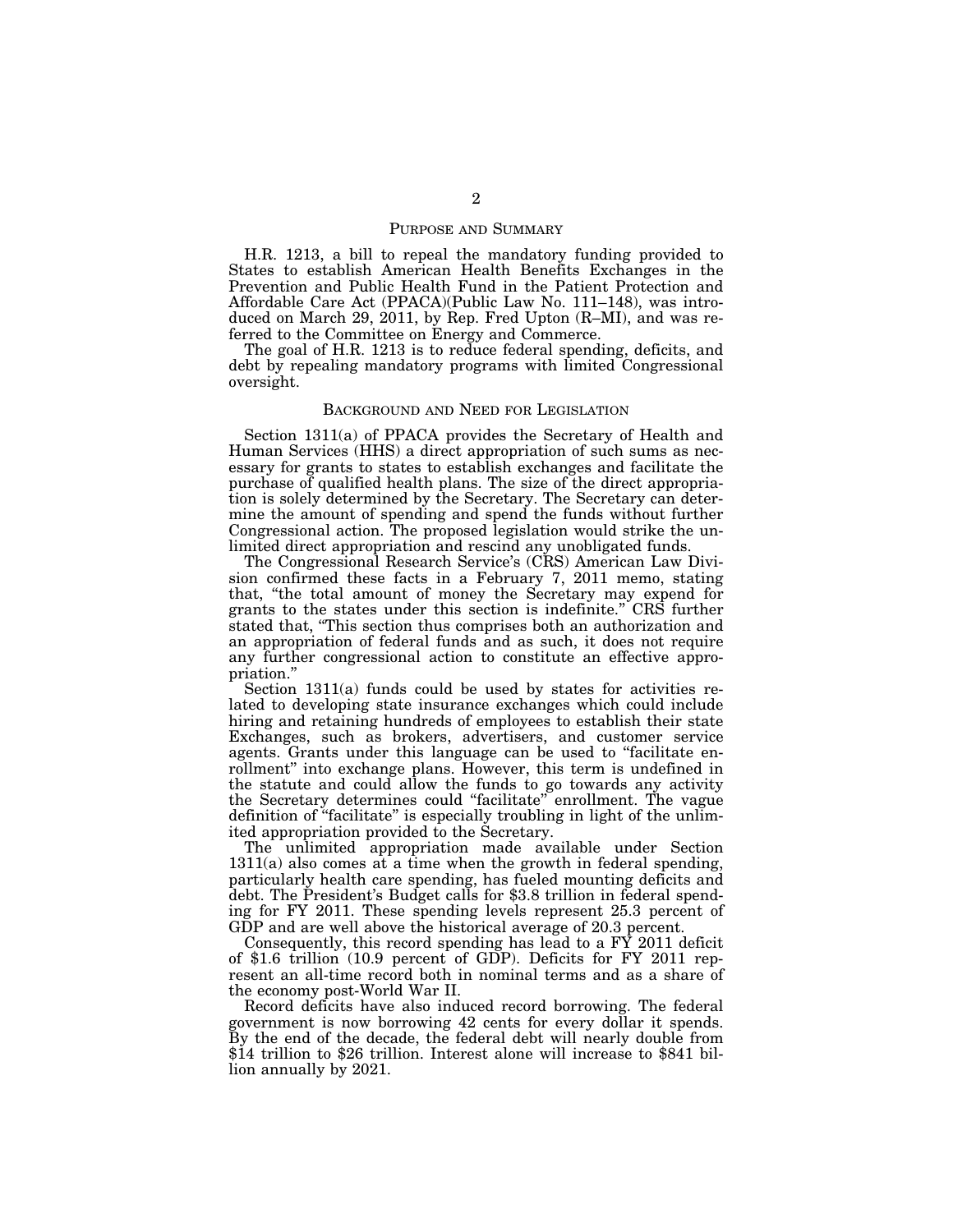## PURPOSE AND SUMMARY

H.R. 1213, a bill to repeal the mandatory funding provided to States to establish American Health Benefits Exchanges in the Prevention and Public Health Fund in the Patient Protection and Affordable Care Act (PPACA)(Public Law No. 111–148), was introduced on March 29, 2011, by Rep. Fred Upton (R–MI), and was referred to the Committee on Energy and Commerce.

The goal of H.R. 1213 is to reduce federal spending, deficits, and debt by repealing mandatory programs with limited Congressional oversight.

## BACKGROUND AND NEED FOR LEGISLATION

Section 1311(a) of PPACA provides the Secretary of Health and Human Services (HHS) a direct appropriation of such sums as necessary for grants to states to establish exchanges and facilitate the purchase of qualified health plans. The size of the direct appropriation is solely determined by the Secretary. The Secretary can determine the amount of spending and spend the funds without further Congressional action. The proposed legislation would strike the unlimited direct appropriation and rescind any unobligated funds.

The Congressional Research Service's (CRS) American Law Division confirmed these facts in a February 7, 2011 memo, stating that, "the total amount of money the Secretary may expend for grants to the states under this section is indefinite." CRS further stated that, "This section thus comprises both an authorization and an appropriation of federal funds and as such, it does not require any further congressional action to constitute an effective appropriation."

Section 1311(a) funds could be used by states for activities related to developing state insurance exchanges which could include hiring and retaining hundreds of employees to establish their state Exchanges, such as brokers, advertisers, and customer service agents. Grants under this language can be used to "facilitate enrollment" into exchange plans. However, this term is undefined in the statute and could allow the funds to go towards any activity the Secretary determines could "facilitate" enrollment. The vague definition of "facilitate" is especially troubling in light of the unlimited appropriation provided to the Secretary.

The unlimited appropriation made available under Section 1311(a) also comes at a time when the growth in federal spending, particularly health care spending, has fueled mounting deficits and debt. The President's Budget calls for $3.8 trillion in federal spending for FY 2011. These spending levels represent 25.3 percent of GDP and are well above the historical average of 20.3 percent.

Consequently, this record spending has lead to a FY 2011 deficit of $1.6 trillion (10.9 percent of GDP). Deficits for FY 2011 represent an all-time record both in nominal terms and as a share of the economy post-World War II.

Record deficits have also induced record borrowing. The federal government is now borrowing 42 cents for every dollar it spends. By the end of the decade, the federal debt will nearly double from $14 trillion to $26 trillion. Interest alone will increase to $841 billion annually by 2021.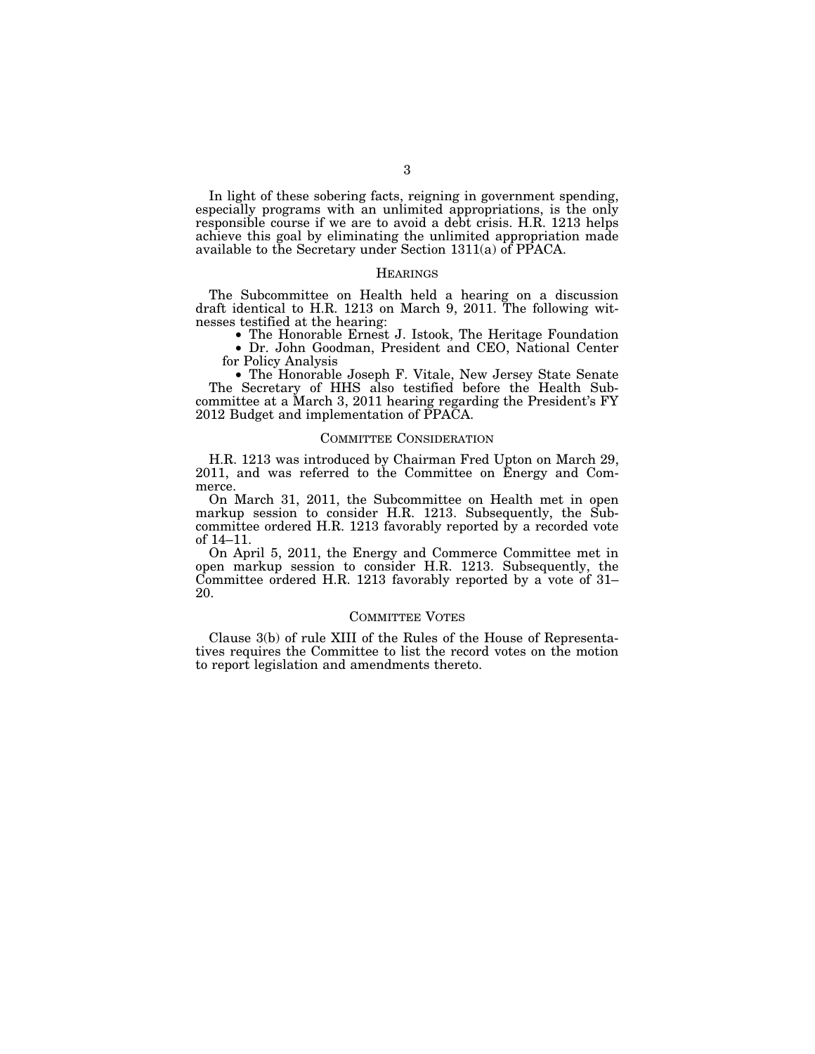In light of these sobering facts, reigning in government spending, especially programs with an unlimited appropriations, is the only responsible course if we are to avoid a debt crisis. H.R. 1213 helps achieve this goal by eliminating the unlimited appropriation made available to the Secretary under Section 1311(a) of PPACA.

## HEARINGS

The Subcommittee on Health held a hearing on a discussion draft identical to H.R. 1213 on March 9, 2011. The following witnesses testified at the hearing:

- The Honorable Ernest J. Istook, The Heritage Foundation
- Dr. John Goodman, President and CEO, National Center for Policy Analysis
- The Honorable Joseph F. Vitale, New Jersey State Senate

The Secretary of HHS also testified before the Health Subcommittee at a March 3, 2011 hearing regarding the President's FY 2012 Budget and implementation of PPACA.

## COMMITTEE CONSIDERATION

H.R. 1213 was introduced by Chairman Fred Upton on March 29, 2011, and was referred to the Committee on Energy and Commerce.

On March 31, 2011, the Subcommittee on Health met in open markup session to consider H.R. 1213. Subsequently, the Subcommittee ordered H.R. 1213 favorably reported by a recorded vote of 14–11.

On April 5, 2011, the Energy and Commerce Committee met in open markup session to consider H.R. 1213. Subsequently, the Committee ordered H.R. 1213 favorably reported by a vote of 31–20.

## COMMITTEE VOTES

Clause 3(b) of rule XIII of the Rules of the House of Representatives requires the Committee to list the record votes on the motion to report legislation and amendments thereto.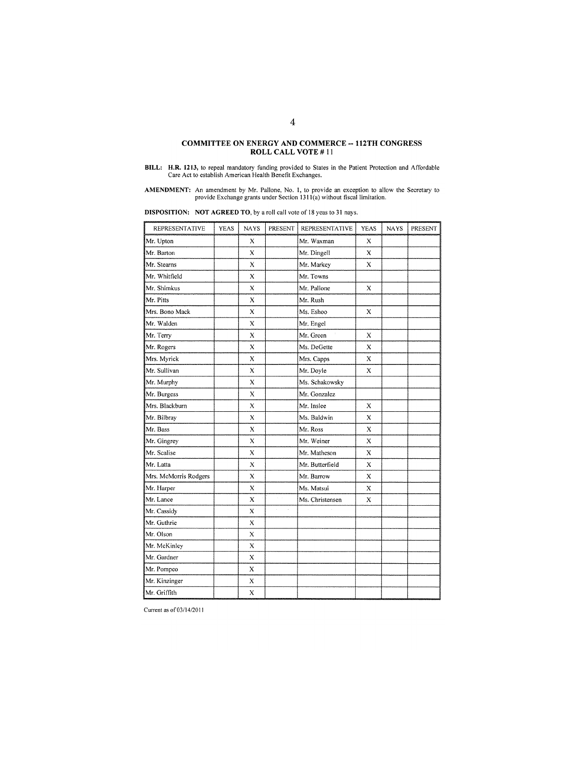## COMMITTEE ON ENERGY AND COMMERCE -- 112TH CONGRESS
## ROLL CALL VOTE # 11

**BILL:** **H.R. 1213,** to repeal mandatory funding provided to States in the Patient Protection and Affordable Care Act to establish American Health Benefit Exchanges.

**AMENDMENT:** An amendment by Mr. Pallone, No. 1, to provide an exception to allow the Secretary to provide Exchange grants under Section 1311(a) without fiscal limitation.

**DISPOSITION:** **NOT AGREED TO**, by a roll call vote of 18 yeas to 31 nays.

| REPRESENTATIVE | YEAS | NAYS | PRESENT | REPRESENTATIVE | YEAS | NAYS | PRESENT |
|---|---|---|---|---|---|---|---|
| Mr. Upton | | X | | Mr. Waxman | X | | |
| Mr. Barton | | X | | Mr. Dingell | X | | |
| Mr. Stearns | | X | | Mr. Markey | X | | |
| Mr. Whitfield | | X | | Mr. Towns | | | |
| Mr. Shimkus | | X | | Mr. Pallone | X | | |
| Mr. Pitts | | X | | Mr. Rush | | | |
| Mrs. Bono Mack | | X | | Ms. Eshoo | X | | |
| Mr. Walden | | X | | Mr. Engel | | | |
| Mr. Terry | | X | | Mr. Green | X | | |
| Mr. Rogers | | X | | Ms. DeGette | X | | |
| Mrs. Myrick | | X | | Mrs. Capps | X | | |
| Mr. Sullivan | | X | | Mr. Doyle | X | | |
| Mr. Murphy | | X | | Ms. Schakowsky | | | |
| Mr. Burgess | | X | | Mr. Gonzalez | | | |
| Mrs. Blackburn | | X | | Mr. Inslee | X | | |
| Mr. Bilbray | | X | | Ms. Baldwin | X | | |
| Mr. Bass | | X | | Mr. Ross | X | | |
| Mr. Gingrey | | X | | Mr. Weiner | X | | |
| Mr. Scalise | | X | | Mr. Matheson | X | | |
| Mr. Latta | | X | | Mr. Butterfield | X | | |
| Mrs. McMorris Rodgers | | X | | Mr. Barrow | X | | |
| Mr. Harper | | X | | Ms. Matsui | X | | |
| Mr. Lance | | X | | Ms. Christensen | X | | |
| Mr. Cassidy | | X | | | | | |
| Mr. Guthrie | | X | | | | | |
| Mr. Olson | | X | | | | | |
| Mr. McKinley | | X | | | | | |
| Mr. Gardner | | X | | | | | |
| Mr. Pompeo | | X | | | | | |
| Mr. Kinzinger | | X | | | | | |
| Mr. Griffith | | X | | | | | |

Current as of 03/14/2011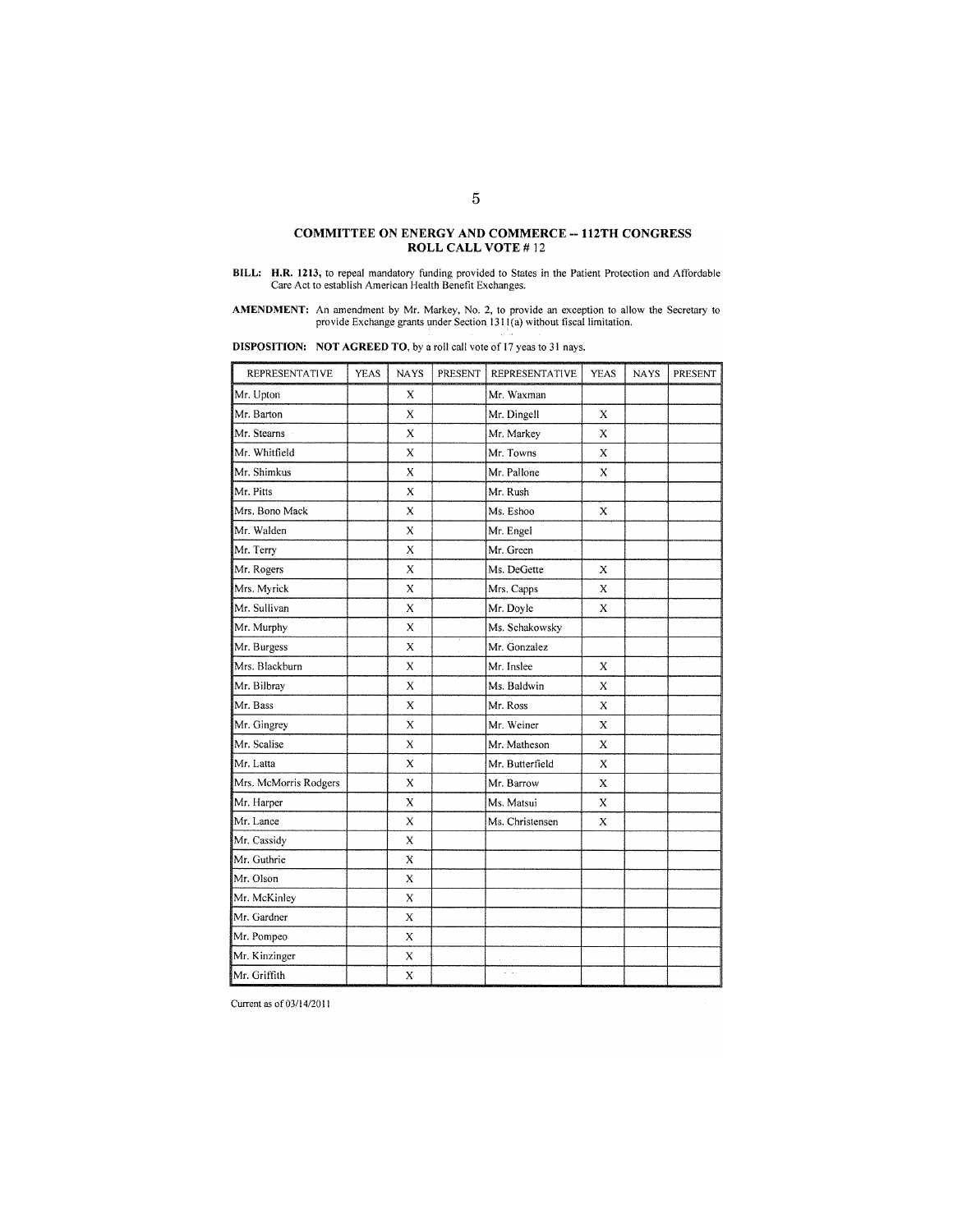## COMMITTEE ON ENERGY AND COMMERCE -- 112TH CONGRESS
## ROLL CALL VOTE # 12

**BILL:** **H.R. 1213,** to repeal mandatory funding provided to States in the Patient Protection and Affordable Care Act to establish American Health Benefit Exchanges.

**AMENDMENT:** An amendment by Mr. Markey, No. 2, to provide an exception to allow the Secretary to provide Exchange grants under Section 1311(a) without fiscal limitation.

**DISPOSITION:** **NOT AGREED TO,** by a roll call vote of 17 yeas to 31 nays.

| REPRESENTATIVE | YEAS | NAYS | PRESENT | REPRESENTATIVE | YEAS | NAYS | PRESENT |
|---|---|---|---|---|---|---|---|
| Mr. Upton | | X | | Mr. Waxman | | | |
| Mr. Barton | | X | | Mr. Dingell | X | | |
| Mr. Stearns | | X | | Mr. Markey | X | | |
| Mr. Whitfield | | X | | Mr. Towns | X | | |
| Mr. Shimkus | | X | | Mr. Pallone | X | | |
| Mr. Pitts | | X | | Mr. Rush | | | |
| Mrs. Bono Mack | | X | | Ms. Eshoo | X | | |
| Mr. Walden | | X | | Mr. Engel | | | |
| Mr. Terry | | X | | Mr. Green | | | |
| Mr. Rogers | | X | | Ms. DeGette | X | | |
| Mrs. Myrick | | X | | Mrs. Capps | X | | |
| Mr. Sullivan | | X | | Mr. Doyle | X | | |
| Mr. Murphy | | X | | Ms. Schakowsky | | | |
| Mr. Burgess | | X | | Mr. Gonzalez | | | |
| Mrs. Blackburn | | X | | Mr. Inslee | X | | |
| Mr. Bilbray | | X | | Ms. Baldwin | X | | |
| Mr. Bass | | X | | Mr. Ross | X | | |
| Mr. Gingrey | | X | | Mr. Weiner | X | | |
| Mr. Scalise | | X | | Mr. Matheson | X | | |
| Mr. Latta | | X | | Mr. Butterfield | X | | |
| Mrs. McMorris Rodgers | | X | | Mr. Barrow | X | | |
| Mr. Harper | | X | | Ms. Matsui | X | | |
| Mr. Lance | | X | | Ms. Christensen | X | | |
| Mr. Cassidy | | X | | | | | |
| Mr. Guthrie | | X | | | | | |
| Mr. Olson | | X | | | | | |
| Mr. McKinley | | X | | | | | |
| Mr. Gardner | | X | | | | | |
| Mr. Pompeo | | X | | | | | |
| Mr. Kinzinger | | X | | | | | |
| Mr. Griffith | | X | | | | | |

Current as of 03/14/2011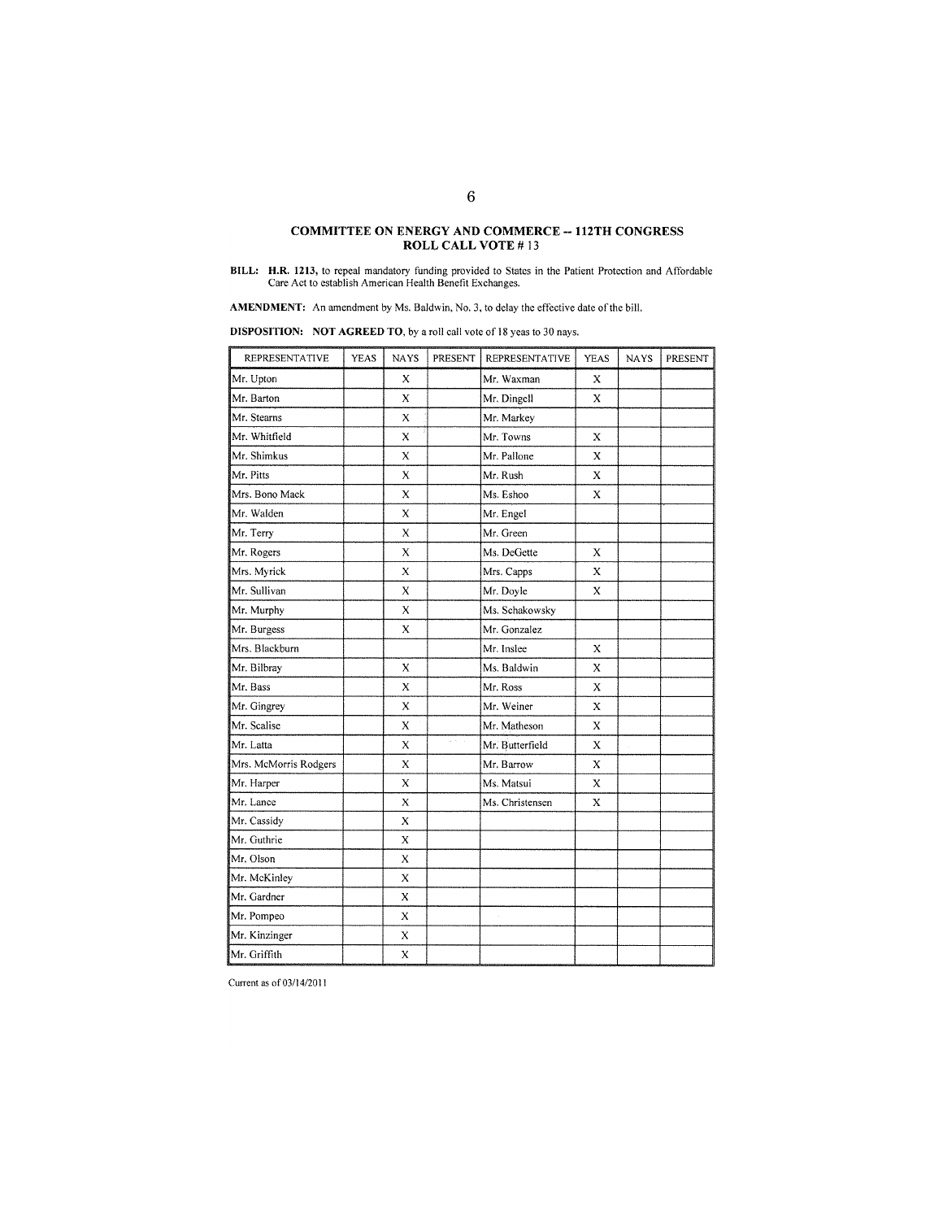**COMMITTEE ON ENERGY AND COMMERCE -- 112TH CONGRESS**
**ROLL CALL VOTE # 13**

**BILL:** **H.R. 1213,** to repeal mandatory funding provided to States in the Patient Protection and Affordable Care Act to establish American Health Benefit Exchanges.

**AMENDMENT:** An amendment by Ms. Baldwin, No. 3, to delay the effective date of the bill.

**DISPOSITION:** **NOT AGREED TO**, by a roll call vote of 18 yeas to 30 nays.

| REPRESENTATIVE | YEAS | NAYS | PRESENT | REPRESENTATIVE | YEAS | NAYS | PRESENT |
|---|---|---|---|---|---|---|---|
| Mr. Upton | | X | | Mr. Waxman | X | | |
| Mr. Barton | | X | | Mr. Dingell | X | | |
| Mr. Stearns | | X | | Mr. Markey | | | |
| Mr. Whitfield | | X | | Mr. Towns | X | | |
| Mr. Shimkus | | X | | Mr. Pallone | X | | |
| Mr. Pitts | | X | | Mr. Rush | X | | |
| Mrs. Bono Mack | | X | | Ms. Eshoo | X | | |
| Mr. Walden | | X | | Mr. Engel | | | |
| Mr. Terry | | X | | Mr. Green | | | |
| Mr. Rogers | | X | | Ms. DeGette | X | | |
| Mrs. Myrick | | X | | Mrs. Capps | X | | |
| Mr. Sullivan | | X | | Mr. Doyle | X | | |
| Mr. Murphy | | X | | Ms. Schakowsky | | | |
| Mr. Burgess | | X | | Mr. Gonzalez | | | |
| Mrs. Blackburn | | | | Mr. Inslee | X | | |
| Mr. Bilbray | | X | | Ms. Baldwin | X | | |
| Mr. Bass | | X | | Mr. Ross | X | | |
| Mr. Gingrey | | X | | Mr. Weiner | X | | |
| Mr. Scalise | | X | | Mr. Matheson | X | | |
| Mr. Latta | | X | | Mr. Butterfield | X | | |
| Mrs. McMorris Rodgers | | X | | Mr. Barrow | X | | |
| Mr. Harper | | X | | Ms. Matsui | X | | |
| Mr. Lance | | X | | Ms. Christensen | X | | |
| Mr. Cassidy | | X | | | | | |
| Mr. Guthrie | | X | | | | | |
| Mr. Olson | | X | | | | | |
| Mr. McKinley | | X | | | | | |
| Mr. Gardner | | X | | | | | |
| Mr. Pompeo | | X | | | | | |
| Mr. Kinzinger | | X | | | | | |
| Mr. Griffith | | X | | | | | |

Current as of 03/14/2011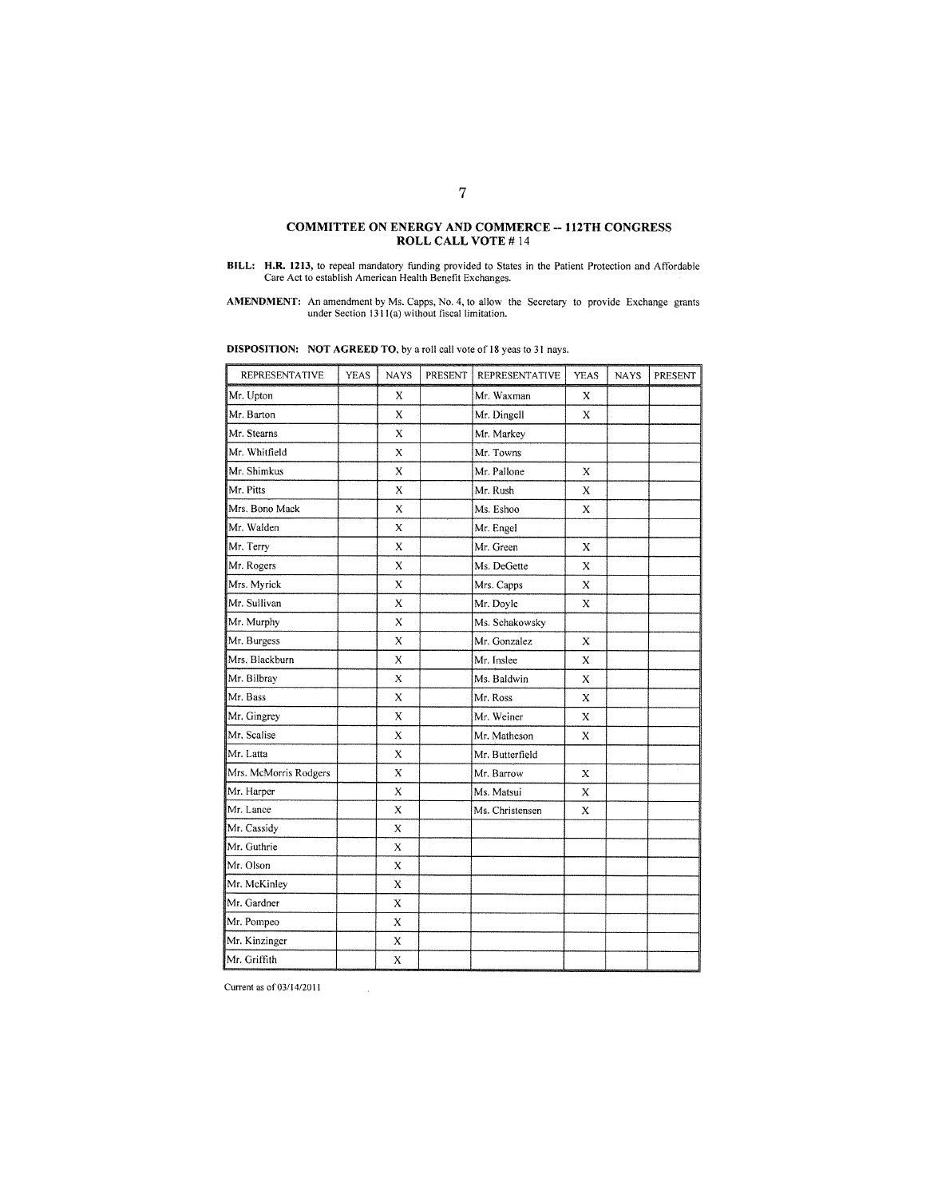## COMMITTEE ON ENERGY AND COMMERCE -- 112TH CONGRESS
## ROLL CALL VOTE # 14

**BILL:** **H.R. 1213,** to repeal mandatory funding provided to States in the Patient Protection and Affordable Care Act to establish American Health Benefit Exchanges.

**AMENDMENT:** An amendment by Ms. Capps, No. 4, to allow the Secretary to provide Exchange grants under Section 1311(a) without fiscal limitation.

**DISPOSITION:** **NOT AGREED TO,** by a roll call vote of 18 yeas to 31 nays.

| REPRESENTATIVE | YEAS | NAYS | PRESENT | REPRESENTATIVE | YEAS | NAYS | PRESENT |
|---|---|---|---|---|---|---|---|
| Mr. Upton | | X | | Mr. Waxman | X | | |
| Mr. Barton | | X | | Mr. Dingell | X | | |
| Mr. Stearns | | X | | Mr. Markey | | | |
| Mr. Whitfield | | X | | Mr. Towns | | | |
| Mr. Shimkus | | X | | Mr. Pallone | X | | |
| Mr. Pitts | | X | | Mr. Rush | X | | |
| Mrs. Bono Mack | | X | | Ms. Eshoo | X | | |
| Mr. Walden | | X | | Mr. Engel | | | |
| Mr. Terry | | X | | Mr. Green | X | | |
| Mr. Rogers | | X | | Ms. DeGette | X | | |
| Mrs. Myrick | | X | | Mrs. Capps | X | | |
| Mr. Sullivan | | X | | Mr. Doyle | X | | |
| Mr. Murphy | | X | | Ms. Schakowsky | | | |
| Mr. Burgess | | X | | Mr. Gonzalez | X | | |
| Mrs. Blackburn | | X | | Mr. Inslee | X | | |
| Mr. Bilbray | | X | | Ms. Baldwin | X | | |
| Mr. Bass | | X | | Mr. Ross | X | | |
| Mr. Gingrey | | X | | Mr. Weiner | X | | |
| Mr. Scalise | | X | | Mr. Matheson | X | | |
| Mr. Latta | | X | | Mr. Butterfield | | | |
| Mrs. McMorris Rodgers | | X | | Mr. Barrow | X | | |
| Mr. Harper | | X | | Ms. Matsui | X | | |
| Mr. Lance | | X | | Ms. Christensen | X | | |
| Mr. Cassidy | | X | | | | | |
| Mr. Guthrie | | X | | | | | |
| Mr. Olson | | X | | | | | |
| Mr. McKinley | | X | | | | | |
| Mr. Gardner | | X | | | | | |
| Mr. Pompeo | | X | | | | | |
| Mr. Kinzinger | | X | | | | | |
| Mr. Griffith | | X | | | | | |

Current as of 03/14/2011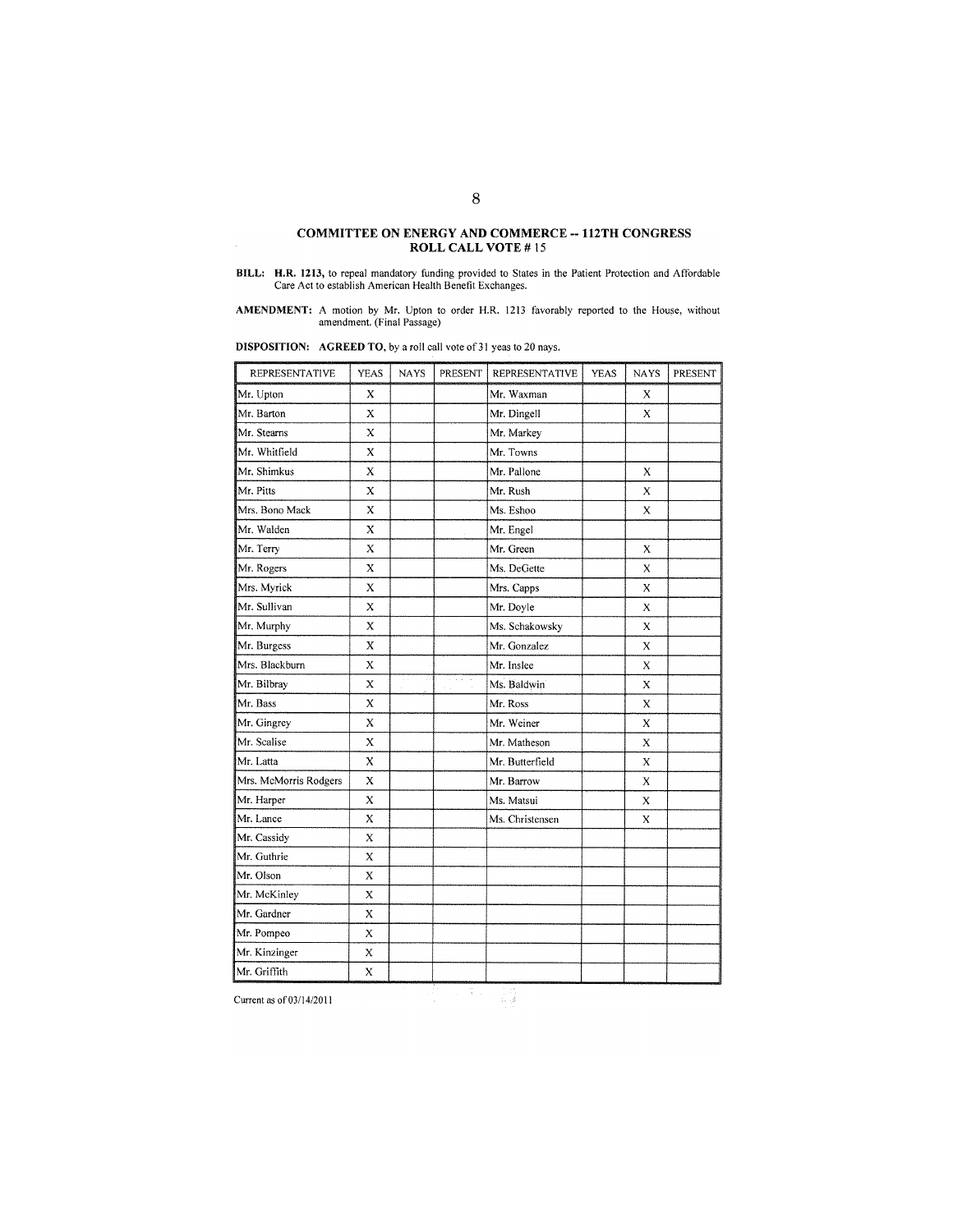## COMMITTEE ON ENERGY AND COMMERCE -- 112TH CONGRESS
## ROLL CALL VOTE # 15

**BILL:** **H.R. 1213,** to repeal mandatory funding provided to States in the Patient Protection and Affordable Care Act to establish American Health Benefit Exchanges.

**AMENDMENT:** A motion by Mr. Upton to order H.R. 1213 favorably reported to the House, without amendment. (Final Passage)

**DISPOSITION:** **AGREED TO,** by a roll call vote of 31 yeas to 20 nays.

| REPRESENTATIVE | YEAS | NAYS | PRESENT | REPRESENTATIVE | YEAS | NAYS | PRESENT |
|---|---|---|---|---|---|---|---|
| Mr. Upton | X | | | Mr. Waxman | | X | |
| Mr. Barton | X | | | Mr. Dingell | | X | |
| Mr. Stearns | X | | | Mr. Markey | | | |
| Mr. Whitfield | X | | | Mr. Towns | | | |
| Mr. Shimkus | X | | | Mr. Pallone | | X | |
| Mr. Pitts | X | | | Mr. Rush | | X | |
| Mrs. Bono Mack | X | | | Ms. Eshoo | | X | |
| Mr. Walden | X | | | Mr. Engel | | | |
| Mr. Terry | X | | | Mr. Green | | X | |
| Mr. Rogers | X | | | Ms. DeGette | | X | |
| Mrs. Myrick | X | | | Mrs. Capps | | X | |
| Mr. Sullivan | X | | | Mr. Doyle | | X | |
| Mr. Murphy | X | | | Ms. Schakowsky | | X | |
| Mr. Burgess | X | | | Mr. Gonzalez | | X | |
| Mrs. Blackburn | X | | | Mr. Inslee | | X | |
| Mr. Bilbray | X | | | Ms. Baldwin | | X | |
| Mr. Bass | X | | | Mr. Ross | | X | |
| Mr. Gingrey | X | | | Mr. Weiner | | X | |
| Mr. Scalise | X | | | Mr. Matheson | | X | |
| Mr. Latta | X | | | Mr. Butterfield | | X | |
| Mrs. McMorris Rodgers | X | | | Mr. Barrow | | X | |
| Mr. Harper | X | | | Ms. Matsui | | X | |
| Mr. Lance | X | | | Ms. Christensen | | X | |
| Mr. Cassidy | X | | | | | | |
| Mr. Guthrie | X | | | | | | |
| Mr. Olson | X | | | | | | |
| Mr. McKinley | X | | | | | | |
| Mr. Gardner | X | | | | | | |
| Mr. Pompeo | X | | | | | | |
| Mr. Kinzinger | X | | | | | | |
| Mr. Griffith | X | | | | | | |

Current as of 03/14/2011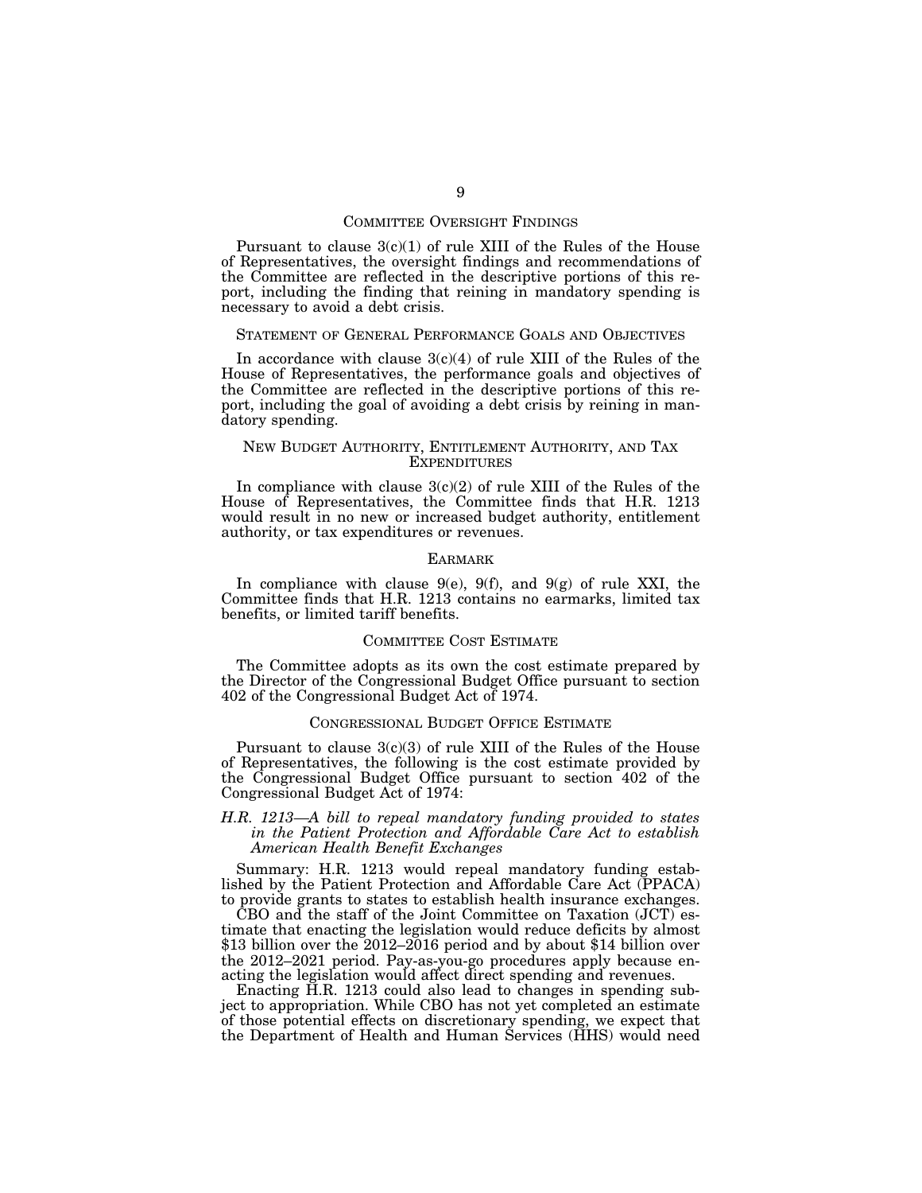## COMMITTEE OVERSIGHT FINDINGS

Pursuant to clause 3(c)(1) of rule XIII of the Rules of the House of Representatives, the oversight findings and recommendations of the Committee are reflected in the descriptive portions of this report, including the finding that reining in mandatory spending is necessary to avoid a debt crisis.

## STATEMENT OF GENERAL PERFORMANCE GOALS AND OBJECTIVES

In accordance with clause 3(c)(4) of rule XIII of the Rules of the House of Representatives, the performance goals and objectives of the Committee are reflected in the descriptive portions of this report, including the goal of avoiding a debt crisis by reining in mandatory spending.

## NEW BUDGET AUTHORITY, ENTITLEMENT AUTHORITY, AND TAX EXPENDITURES

In compliance with clause 3(c)(2) of rule XIII of the Rules of the House of Representatives, the Committee finds that H.R. 1213 would result in no new or increased budget authority, entitlement authority, or tax expenditures or revenues.

## EARMARK

In compliance with clause 9(e), 9(f), and 9(g) of rule XXI, the Committee finds that H.R. 1213 contains no earmarks, limited tax benefits, or limited tariff benefits.

## COMMITTEE COST ESTIMATE

The Committee adopts as its own the cost estimate prepared by the Director of the Congressional Budget Office pursuant to section 402 of the Congressional Budget Act of 1974.

## CONGRESSIONAL BUDGET OFFICE ESTIMATE

Pursuant to clause 3(c)(3) of rule XIII of the Rules of the House of Representatives, the following is the cost estimate provided by the Congressional Budget Office pursuant to section 402 of the Congressional Budget Act of 1974:

*H.R. 1213—A bill to repeal mandatory funding provided to states in the Patient Protection and Affordable Care Act to establish American Health Benefit Exchanges*

Summary: H.R. 1213 would repeal mandatory funding established by the Patient Protection and Affordable Care Act (PPACA) to provide grants to states to establish health insurance exchanges.

CBO and the staff of the Joint Committee on Taxation (JCT) estimate that enacting the legislation would reduce deficits by almost $13 billion over the 2012–2016 period and by about $14 billion over the 2012–2021 period. Pay-as-you-go procedures apply because enacting the legislation would affect direct spending and revenues.

Enacting H.R. 1213 could also lead to changes in spending subject to appropriation. While CBO has not yet completed an estimate of those potential effects on discretionary spending, we expect that the Department of Health and Human Services (HHS) would need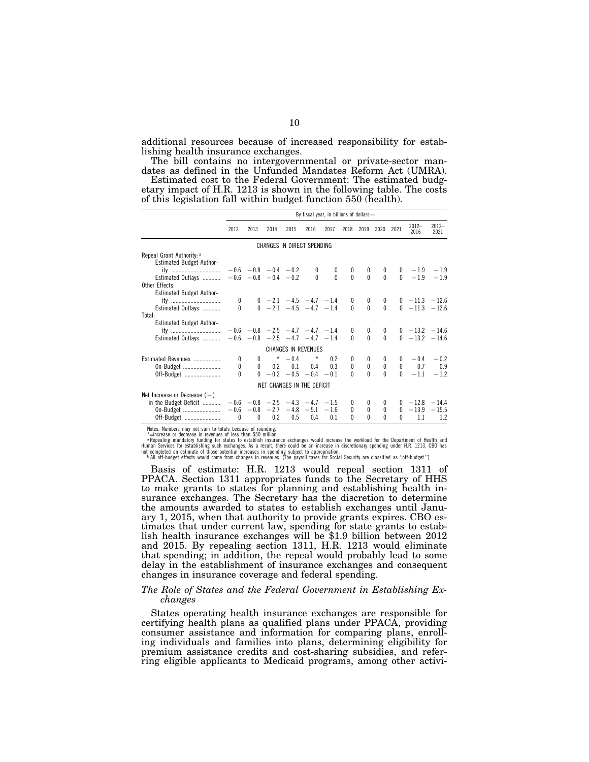additional resources because of increased responsibility for establishing health insurance exchanges.

The bill contains no intergovernmental or private-sector mandates as defined in the Unfunded Mandates Reform Act (UMRA).

Estimated cost to the Federal Government: The estimated budgetary impact of H.R. 1213 is shown in the following table. The costs of this legislation fall within budget function 550 (health).

| | By fiscal year, in billions of dollars— | | | | | | | | | | | |
|---|---|---|---|---|---|---|---|---|---|---|---|---|
| | 2012 | 2013 | 2014 | 2015 | 2016 | 2017 | 2018 | 2019 | 2020 | 2021 | 2012–2016 | 2012–2021 |
| **CHANGES IN DIRECT SPENDING** | | | | | | | | | | | | |
| Repeal Grant Authority:[a] | | | | | | | | | | | | |
| Estimated Budget Authority | −0.6 | −0.8 | −0.4 | −0.2 | 0 | 0 | 0 | 0 | 0 | 0 | −1.9 | −1.9 |
| Estimated Outlays | −0.6 | −0.8 | −0.4 | −0.2 | 0 | 0 | 0 | 0 | 0 | 0 | −1.9 | −1.9 |
| Other Effects: | | | | | | | | | | | | |
| Estimated Budget Authority | 0 | 0 | −2.1 | −4.5 | −4.7 | −1.4 | 0 | 0 | 0 | 0 | −11.3 | −12.6 |
| Estimated Outlays | 0 | 0 | −2.1 | −4.5 | −4.7 | −1.4 | 0 | 0 | 0 | 0 | −11.3 | −12.6 |
| Total: | | | | | | | | | | | | |
| Estimated Budget Authority | −0.6 | −0.8 | −2.5 | −4.7 | −4.7 | −1.4 | 0 | 0 | 0 | 0 | −13.2 | −14.6 |
| Estimated Outlays | −0.6 | −0.8 | −2.5 | −4.7 | −4.7 | −1.4 | 0 | 0 | 0 | 0 | −13.2 | −14.6 |
| **CHANGES IN REVENUES** | | | | | | | | | | | | |
| Estimated Revenues | 0 | 0 | * | −0.4 | * | 0.2 | 0 | 0 | 0 | 0 | −0.4 | −0.2 |
| On-Budget | 0 | 0 | 0.2 | 0.1 | 0.4 | 0.3 | 0 | 0 | 0 | 0 | 0.7 | 0.9 |
| Off-Budget | 0 | 0 | −0.2 | −0.5 | −0.4 | −0.1 | 0 | 0 | 0 | 0 | −1.1 | −1.2 |
| **NET CHANGES IN THE DEFICIT** | | | | | | | | | | | | |
| Net Increase or Decrease (−) in the Budget Deficit | −0.6 | −0.8 | −2.5 | −4.3 | −4.7 | −1.5 | 0 | 0 | 0 | 0 | −12.8 | −14.4 |
| On-Budget | −0.6 | −0.8 | −2.7 | −4.8 | −5.1 | −1.6 | 0 | 0 | 0 | 0 | −13.9 | −15.5 |
| Off-Budget | 0 | 0 | 0.2 | 0.5 | 0.4 | 0.1 | 0 | 0 | 0 | 0 | 1.1 | 1.2 |

Notes: Numbers may not sum to totals because of rounding.

*=increase or decrease in revenues of less than $50 million.

[a] Repealing mandatory funding for states to establish insurance exchanges would increase the workload for the Department of Health and Human Services for establishing such exchanges. As a result, there could be an increase in discretionary spending under H.R. 1213. CBO has not completed an estimate of those potential increases in spending subject to appropriation.

[b] All off-budget effects would come from changes in revenues. (The payroll taxes for Social Security are classified as "off-budget.")

Basis of estimate: H.R. 1213 would repeal section 1311 of PPACA. Section 1311 appropriates funds to the Secretary of HHS to make grants to states for planning and establishing health insurance exchanges. The Secretary has the discretion to determine the amounts awarded to states to establish exchanges until January 1, 2015, when that authority to provide grants expires. CBO estimates that under current law, spending for state grants to establish health insurance exchanges will be $1.9 billion between 2012 and 2015. By repealing section 1311, H.R. 1213 would eliminate that spending; in addition, the repeal would probably lead to some delay in the establishment of insurance exchanges and consequent changes in insurance coverage and federal spending.

### *The Role of States and the Federal Government in Establishing Exchanges*

States operating health insurance exchanges are responsible for certifying health plans as qualified plans under PPACA, providing consumer assistance and information for comparing plans, enrolling individuals and families into plans, determining eligibility for premium assistance credits and cost-sharing subsidies, and referring eligible applicants to Medicaid programs, among other activi-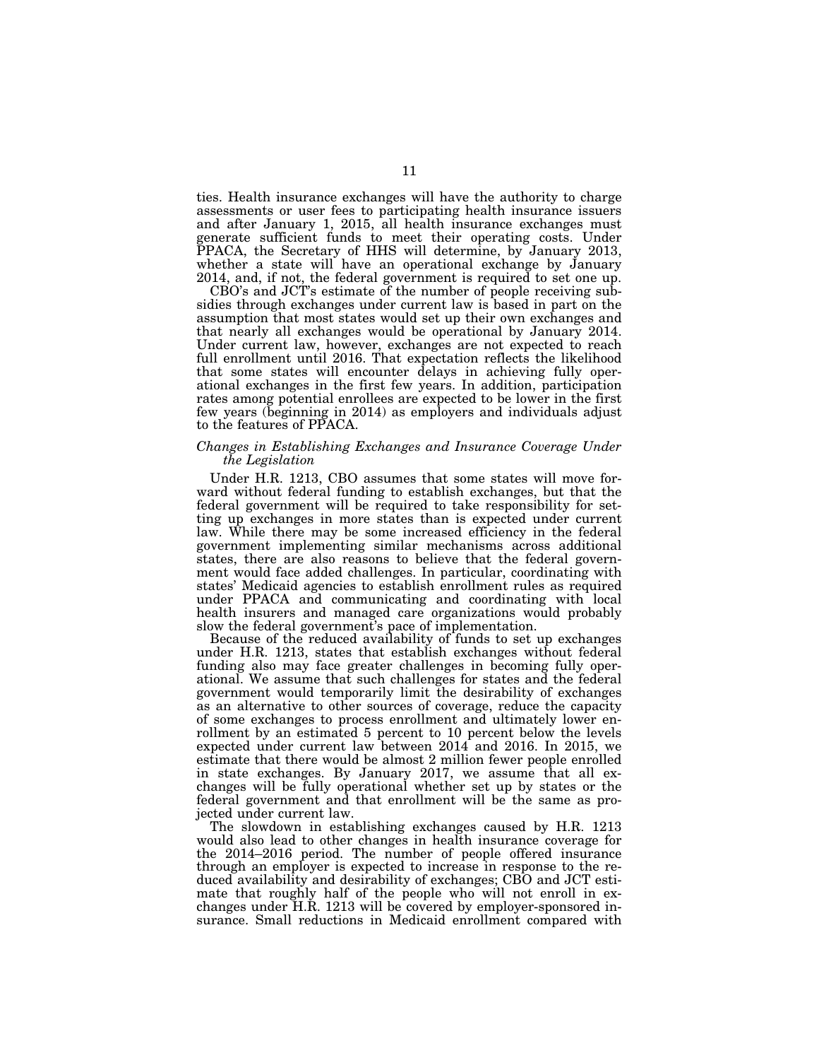ties. Health insurance exchanges will have the authority to charge assessments or user fees to participating health insurance issuers and after January 1, 2015, all health insurance exchanges must generate sufficient funds to meet their operating costs. Under PPACA, the Secretary of HHS will determine, by January 2013, whether a state will have an operational exchange by January 2014, and, if not, the federal government is required to set one up.

CBO's and JCT's estimate of the number of people receiving subsidies through exchanges under current law is based in part on the assumption that most states would set up their own exchanges and that nearly all exchanges would be operational by January 2014. Under current law, however, exchanges are not expected to reach full enrollment until 2016. That expectation reflects the likelihood that some states will encounter delays in achieving fully operational exchanges in the first few years. In addition, participation rates among potential enrollees are expected to be lower in the first few years (beginning in 2014) as employers and individuals adjust to the features of PPACA.

*Changes in Establishing Exchanges and Insurance Coverage Under the Legislation*

Under H.R. 1213, CBO assumes that some states will move forward without federal funding to establish exchanges, but that the federal government will be required to take responsibility for setting up exchanges in more states than is expected under current law. While there may be some increased efficiency in the federal government implementing similar mechanisms across additional states, there are also reasons to believe that the federal government would face added challenges. In particular, coordinating with states' Medicaid agencies to establish enrollment rules as required under PPACA and communicating and coordinating with local health insurers and managed care organizations would probably slow the federal government's pace of implementation.

Because of the reduced availability of funds to set up exchanges under H.R. 1213, states that establish exchanges without federal funding also may face greater challenges in becoming fully operational. We assume that such challenges for states and the federal government would temporarily limit the desirability of exchanges as an alternative to other sources of coverage, reduce the capacity of some exchanges to process enrollment and ultimately lower enrollment by an estimated 5 percent to 10 percent below the levels expected under current law between 2014 and 2016. In 2015, we estimate that there would be almost 2 million fewer people enrolled in state exchanges. By January 2017, we assume that all exchanges will be fully operational whether set up by states or the federal government and that enrollment will be the same as projected under current law.

The slowdown in establishing exchanges caused by H.R. 1213 would also lead to other changes in health insurance coverage for the 2014–2016 period. The number of people offered insurance through an employer is expected to increase in response to the reduced availability and desirability of exchanges; CBO and JCT estimate that roughly half of the people who will not enroll in exchanges under H.R. 1213 will be covered by employer-sponsored insurance. Small reductions in Medicaid enrollment compared with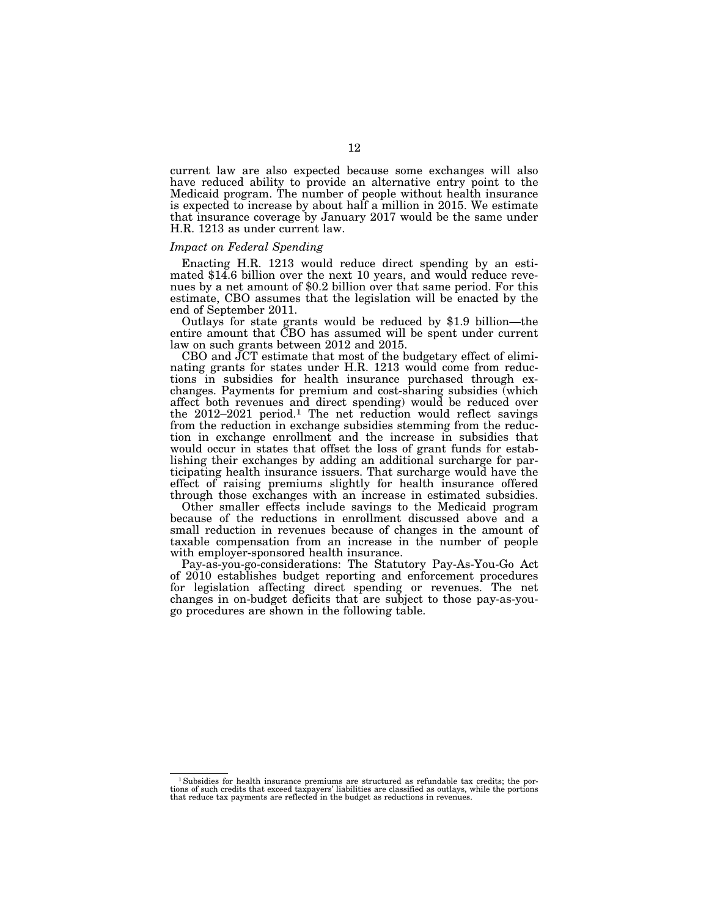current law are also expected because some exchanges will also have reduced ability to provide an alternative entry point to the Medicaid program. The number of people without health insurance is expected to increase by about half a million in 2015. We estimate that insurance coverage by January 2017 would be the same under H.R. 1213 as under current law.

*Impact on Federal Spending*

Enacting H.R. 1213 would reduce direct spending by an estimated $14.6 billion over the next 10 years, and would reduce revenues by a net amount of $0.2 billion over that same period. For this estimate, CBO assumes that the legislation will be enacted by the end of September 2011.

Outlays for state grants would be reduced by $1.9 billion—the entire amount that CBO has assumed will be spent under current law on such grants between 2012 and 2015.

CBO and JCT estimate that most of the budgetary effect of eliminating grants for states under H.R. 1213 would come from reductions in subsidies for health insurance purchased through exchanges. Payments for premium and cost-sharing subsidies (which affect both revenues and direct spending) would be reduced over the 2012–2021 period.[1] The net reduction would reflect savings from the reduction in exchange subsidies stemming from the reduction in exchange enrollment and the increase in subsidies that would occur in states that offset the loss of grant funds for establishing their exchanges by adding an additional surcharge for participating health insurance issuers. That surcharge would have the effect of raising premiums slightly for health insurance offered through those exchanges with an increase in estimated subsidies.

Other smaller effects include savings to the Medicaid program because of the reductions in enrollment discussed above and a small reduction in revenues because of changes in the amount of taxable compensation from an increase in the number of people with employer-sponsored health insurance.

Pay-as-you-go-considerations: The Statutory Pay-As-You-Go Act of 2010 establishes budget reporting and enforcement procedures for legislation affecting direct spending or revenues. The net changes in on-budget deficits that are subject to those pay-as-you-go procedures are shown in the following table.

[1] Subsidies for health insurance premiums are structured as refundable tax credits; the portions of such credits that exceed taxpayers' liabilities are classified as outlays, while the portions that reduce tax payments are reflected in the budget as reductions in revenues.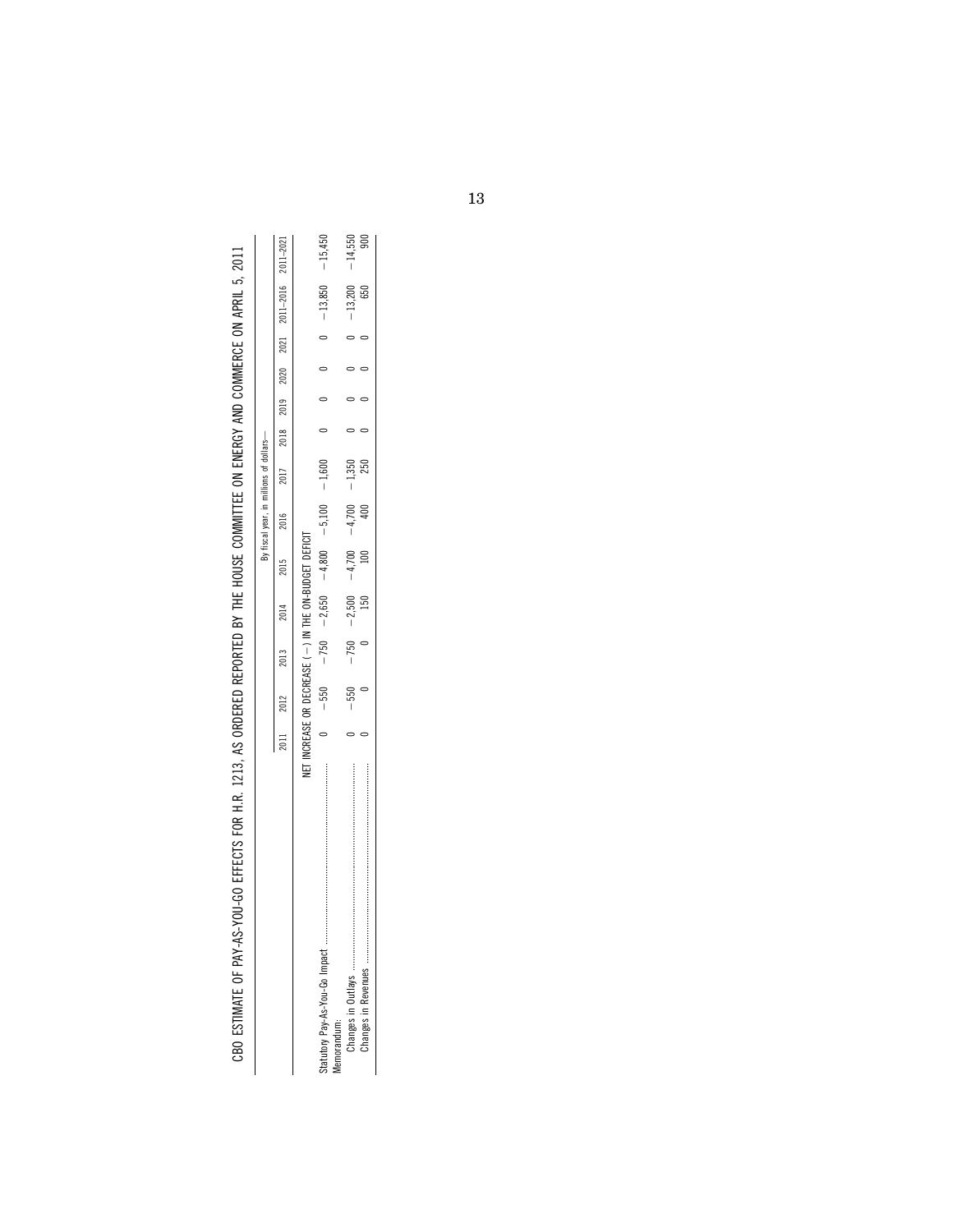CBO ESTIMATE OF PAY-AS-YOU-GO EFFECTS FOR H.R. 1213, AS ORDERED REPORTED BY THE HOUSE COMMITTEE ON ENERGY AND COMMERCE ON APRIL 5, 2011

| | By fiscal year, in millions of dollars— | | | | | | | | | | | | |
|---|---|---|---|---|---|---|---|---|---|---|---|---|---|
| | 2011 | 2012 | 2013 | 2014 | 2015 | 2016 | 2017 | 2018 | 2019 | 2020 | 2021 | 2011–2016 | 2011–2021 |
| | NET INCREASE OR DECREASE (−) IN THE ON-BUDGET DEFICIT | | | | | | | | | | | | |
| Statutory Pay-As-You-Go Impact | 0 | −550 | −750 | −2,650 | −4,800 | −5,100 | −1,600 | 0 | 0 | 0 | 0 | −13,850 | −15,450 |
| Memorandum: | | | | | | | | | | | | | |
| Changes in Outlays | 0 | −550 | −750 | −2,500 | −4,700 | −4,700 | −1,350 | 0 | 0 | 0 | 0 | −13,200 | −14,550 |
| Changes in Revenues | 0 | 0 | 0 | 150 | 100 | 400 | 250 | 0 | 0 | 0 | 0 | 650 | 900 |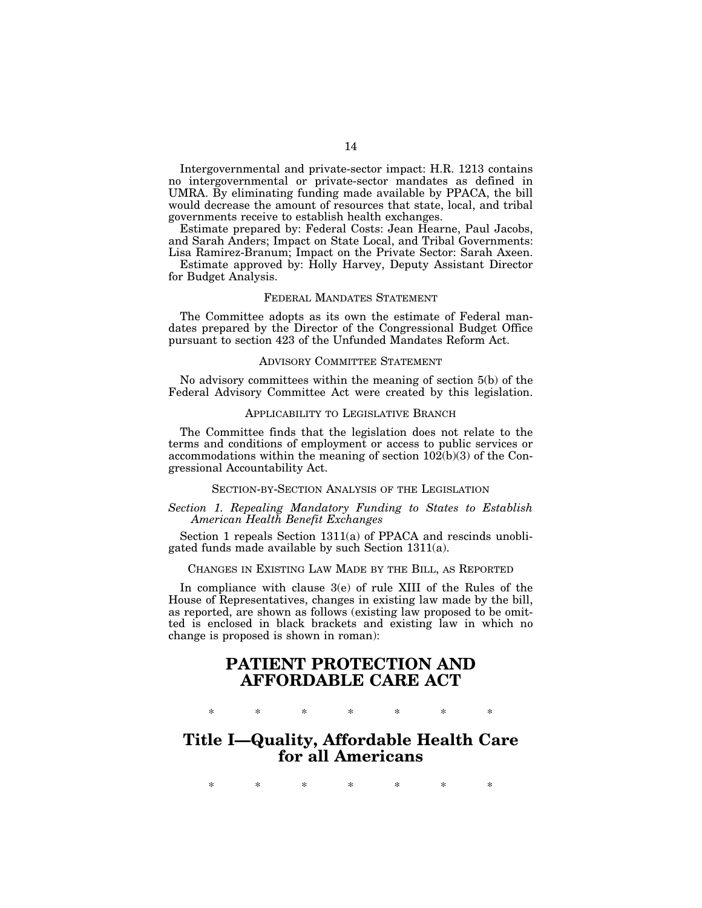Intergovernmental and private-sector impact: H.R. 1213 contains no intergovernmental or private-sector mandates as defined in UMRA. By eliminating funding made available by PPACA, the bill would decrease the amount of resources that state, local, and tribal governments receive to establish health exchanges.

Estimate prepared by: Federal Costs: Jean Hearne, Paul Jacobs, and Sarah Anders; Impact on State Local, and Tribal Governments: Lisa Ramirez-Branum; Impact on the Private Sector: Sarah Axeen.

Estimate approved by: Holly Harvey, Deputy Assistant Director for Budget Analysis.

### FEDERAL MANDATES STATEMENT

The Committee adopts as its own the estimate of Federal mandates prepared by the Director of the Congressional Budget Office pursuant to section 423 of the Unfunded Mandates Reform Act.

### ADVISORY COMMITTEE STATEMENT

No advisory committees within the meaning of section 5(b) of the Federal Advisory Committee Act were created by this legislation.

### APPLICABILITY TO LEGISLATIVE BRANCH

The Committee finds that the legislation does not relate to the terms and conditions of employment or access to public services or accommodations within the meaning of section 102(b)(3) of the Congressional Accountability Act.

### SECTION-BY-SECTION ANALYSIS OF THE LEGISLATION

*Section 1. Repealing Mandatory Funding to States to Establish American Health Benefit Exchanges*

Section 1 repeals Section 1311(a) of PPACA and rescinds unobligated funds made available by such Section 1311(a).

### CHANGES IN EXISTING LAW MADE BY THE BILL, AS REPORTED

In compliance with clause 3(e) of rule XIII of the Rules of the House of Representatives, changes in existing law made by the bill, as reported, are shown as follows (existing law proposed to be omitted is enclosed in black brackets and existing law in which no change is proposed is shown in roman):

# PATIENT PROTECTION AND AFFORDABLE CARE ACT

\* \* \* \* \* \* \*

## Title I—Quality, Affordable Health Care for all Americans

\* \* \* \* \* \* \*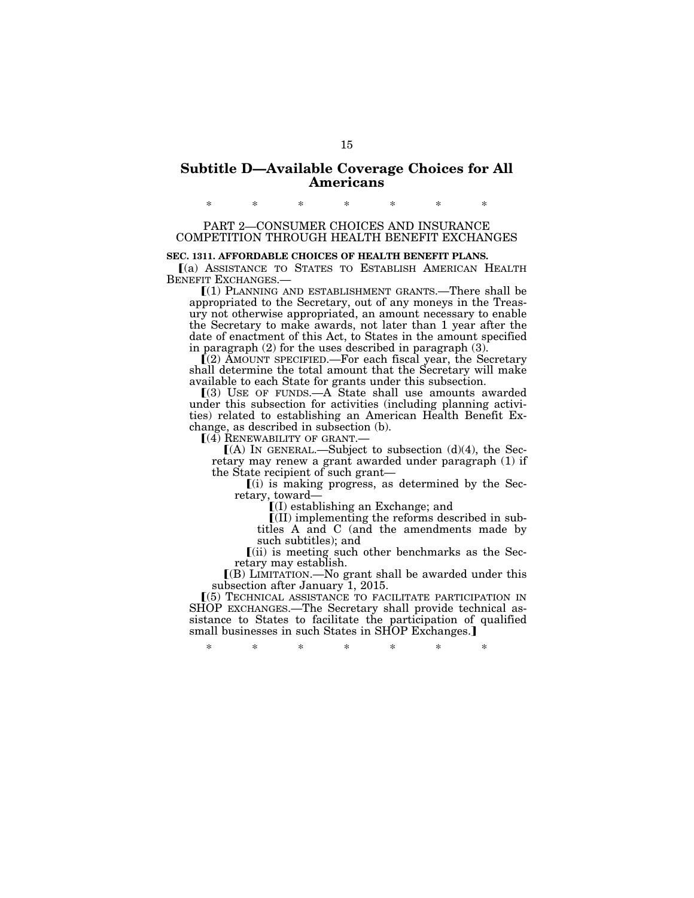## Subtitle D—Available Coverage Choices for All Americans

\* \* \* \* \* \* \*

### PART 2—CONSUMER CHOICES AND INSURANCE COMPETITION THROUGH HEALTH BENEFIT EXCHANGES

**SEC. 1311. AFFORDABLE CHOICES OF HEALTH BENEFIT PLANS.**

⟦(a) ASSISTANCE TO STATES TO ESTABLISH AMERICAN HEALTH BENEFIT EXCHANGES.—

⟦(1) PLANNING AND ESTABLISHMENT GRANTS.—There shall be appropriated to the Secretary, out of any moneys in the Treasury not otherwise appropriated, an amount necessary to enable the Secretary to make awards, not later than 1 year after the date of enactment of this Act, to States in the amount specified in paragraph (2) for the uses described in paragraph (3).

⟦(2) AMOUNT SPECIFIED.—For each fiscal year, the Secretary shall determine the total amount that the Secretary will make available to each State for grants under this subsection.

⟦(3) USE OF FUNDS.—A State shall use amounts awarded under this subsection for activities (including planning activities) related to establishing an American Health Benefit Exchange, as described in subsection (b).

⟦(4) RENEWABILITY OF GRANT.—

⟦(A) IN GENERAL.—Subject to subsection (d)(4), the Secretary may renew a grant awarded under paragraph (1) if the State recipient of such grant—

⟦(i) is making progress, as determined by the Secretary, toward—

⟦(I) establishing an Exchange; and

⟦(II) implementing the reforms described in subtitles A and C (and the amendments made by such subtitles); and

⟦(ii) is meeting such other benchmarks as the Secretary may establish.

⟦(B) LIMITATION.—No grant shall be awarded under this subsection after January 1, 2015.

⟦(5) TECHNICAL ASSISTANCE TO FACILITATE PARTICIPATION IN SHOP EXCHANGES.—The Secretary shall provide technical assistance to States to facilitate the participation of qualified small businesses in such States in SHOP Exchanges.⟧

\* \* \* \* \* \* \*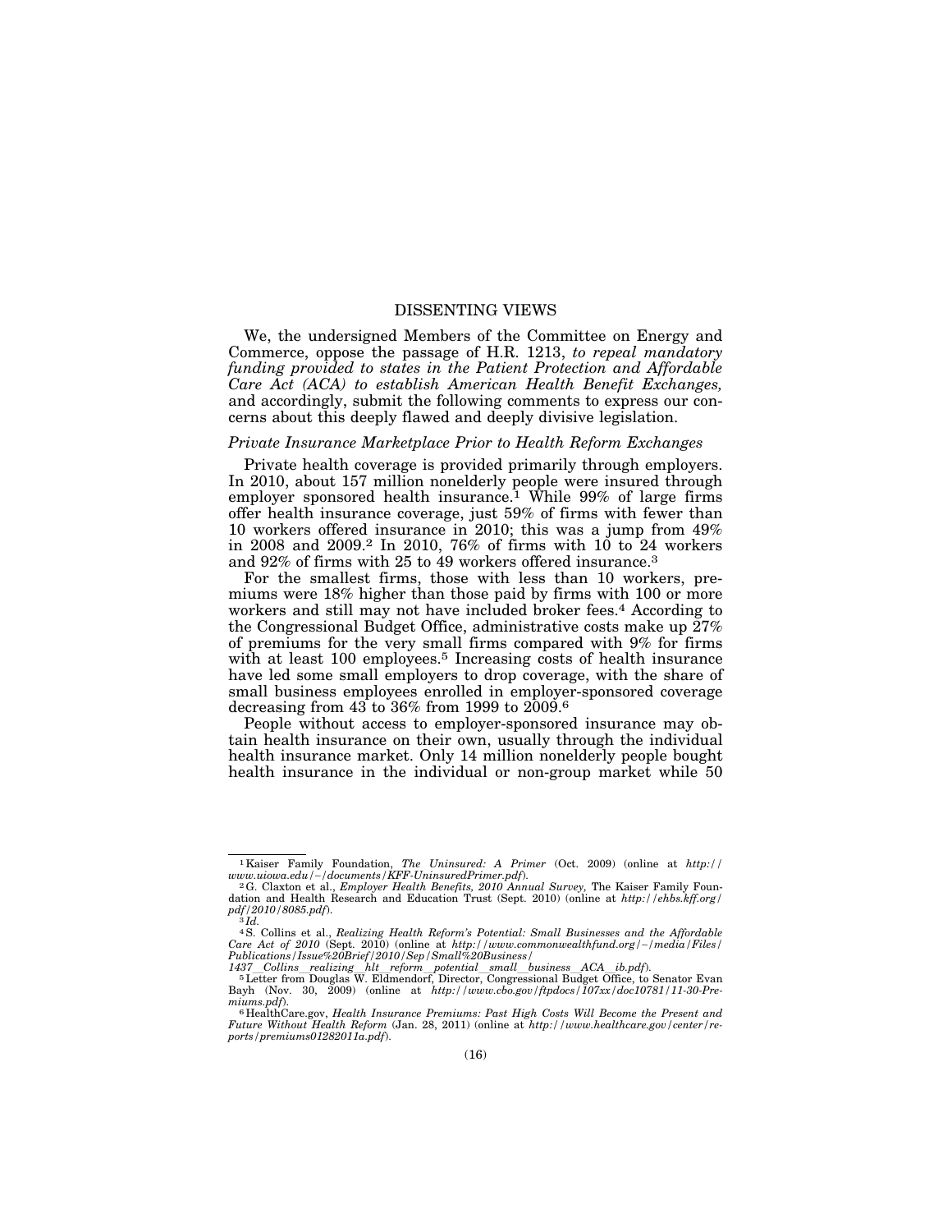# DISSENTING VIEWS

We, the undersigned Members of the Committee on Energy and Commerce, oppose the passage of H.R. 1213, *to repeal mandatory funding provided to states in the Patient Protection and Affordable Care Act (ACA) to establish American Health Benefit Exchanges,* and accordingly, submit the following comments to express our concerns about this deeply flawed and deeply divisive legislation.

## *Private Insurance Marketplace Prior to Health Reform Exchanges*

Private health coverage is provided primarily through employers. In 2010, about 157 million nonelderly people were insured through employer sponsored health insurance.[1] While 99% of large firms offer health insurance coverage, just 59% of firms with fewer than 10 workers offered insurance in 2010; this was a jump from 49% in 2008 and 2009.[2] In 2010, 76% of firms with 10 to 24 workers and 92% of firms with 25 to 49 workers offered insurance.[3]

For the smallest firms, those with less than 10 workers, premiums were 18% higher than those paid by firms with 100 or more workers and still may not have included broker fees.[4] According to the Congressional Budget Office, administrative costs make up 27% of premiums for the very small firms compared with 9% for firms with at least 100 employees.[5] Increasing costs of health insurance have led some small employers to drop coverage, with the share of small business employees enrolled in employer-sponsored coverage decreasing from 43 to 36% from 1999 to 2009.[6]

People without access to employer-sponsored insurance may obtain health insurance on their own, usually through the individual health insurance market. Only 14 million nonelderly people bought health insurance in the individual or non-group market while 50

---

[1] Kaiser Family Foundation, *The Uninsured: A Primer* (Oct. 2009) (online at *http://www.uiowa.edu/~/documents/KFF-UninsuredPrimer.pdf*).

[2] G. Claxton et al., *Employer Health Benefits, 2010 Annual Survey,* The Kaiser Family Foundation and Health Research and Education Trust (Sept. 2010) (online at *http://ehbs.kff.org/pdf/2010/8085.pdf*).

[3] *Id.*

[4] S. Collins et al., *Realizing Health Reform's Potential: Small Businesses and the Affordable Care Act of 2010* (Sept. 2010) (online at *http://www.commonwealthfund.org/~/media/Files/Publications/Issue%20Brief/2010/Sep/Small%20Business/1437_Collins_realizing_hlt_reform_potential_small_business_ACA_ib.pdf*).

[5] Letter from Douglas W. Eldmendorf, Director, Congressional Budget Office, to Senator Evan Bayh (Nov. 30, 2009) (online at *http://www.cbo.gov/ftpdocs/107xx/doc10781/11-30-Premiums.pdf*).

[6] HealthCare.gov, *Health Insurance Premiums: Past High Costs Will Become the Present and Future Without Health Reform* (Jan. 28, 2011) (online at *http://www.healthcare.gov/center/reports/premiums01282011a.pdf*).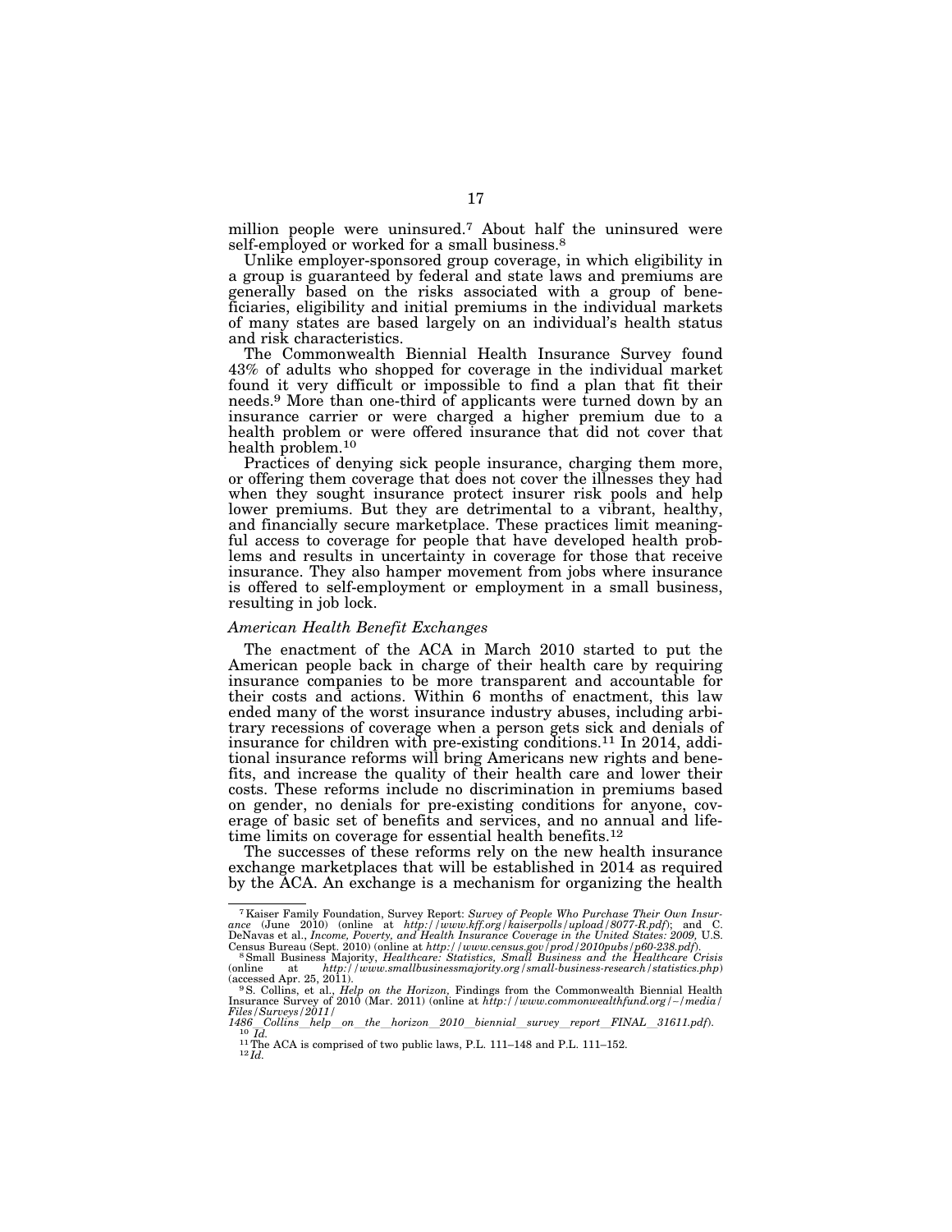million people were uninsured.[7] About half the uninsured were self-employed or worked for a small business.[8]

Unlike employer-sponsored group coverage, in which eligibility in a group is guaranteed by federal and state laws and premiums are generally based on the risks associated with a group of beneficiaries, eligibility and initial premiums in the individual markets of many states are based largely on an individual's health status and risk characteristics.

The Commonwealth Biennial Health Insurance Survey found 43% of adults who shopped for coverage in the individual market found it very difficult or impossible to find a plan that fit their needs.[9] More than one-third of applicants were turned down by an insurance carrier or were charged a higher premium due to a health problem or were offered insurance that did not cover that health problem.[10]

Practices of denying sick people insurance, charging them more, or offering them coverage that does not cover the illnesses they had when they sought insurance protect insurer risk pools and help lower premiums. But they are detrimental to a vibrant, healthy, and financially secure marketplace. These practices limit meaningful access to coverage for people that have developed health problems and results in uncertainty in coverage for those that receive insurance. They also hamper movement from jobs where insurance is offered to self-employment or employment in a small business, resulting in job lock.

*American Health Benefit Exchanges*

The enactment of the ACA in March 2010 started to put the American people back in charge of their health care by requiring insurance companies to be more transparent and accountable for their costs and actions. Within 6 months of enactment, this law ended many of the worst insurance industry abuses, including arbitrary recessions of coverage when a person gets sick and denials of insurance for children with pre-existing conditions.[11] In 2014, additional insurance reforms will bring Americans new rights and benefits, and increase the quality of their health care and lower their costs. These reforms include no discrimination in premiums based on gender, no denials for pre-existing conditions for anyone, coverage of basic set of benefits and services, and no annual and lifetime limits on coverage for essential health benefits.[12]

The successes of these reforms rely on the new health insurance exchange marketplaces that will be established in 2014 as required by the ACA. An exchange is a mechanism for organizing the health

---

[7] Kaiser Family Foundation, Survey Report: *Survey of People Who Purchase Their Own Insurance* (June 2010) (online at *http://www.kff.org/kaiserpolls/upload/8077-R.pdf*); and C. DeNavas et al., *Income, Poverty, and Health Insurance Coverage in the United States: 2009*, U.S. Census Bureau (Sept. 2010) (online at *http://www.census.gov/prod/2010pubs/p60-238.pdf*).

[8] Small Business Majority, *Healthcare: Statistics, Small Business and the Healthcare Crisis* (online at *http://www.smallbusinessmajority.org/small-business-research/statistics.php*) (accessed Apr. 25, 2011).

[9] S. Collins, et al., *Help on the Horizon*, Findings from the Commonwealth Biennial Health Insurance Survey of 2010 (Mar. 2011) (online at *http://www.commonwealthfund.org/~/media/Files/Surveys/2011/1486_Collins_help_on_the_horizon_2010_biennial_survey_report_FINAL_31611.pdf*).

[10] *Id.*

[11] The ACA is comprised of two public laws, P.L. 111–148 and P.L. 111–152.

[12] *Id.*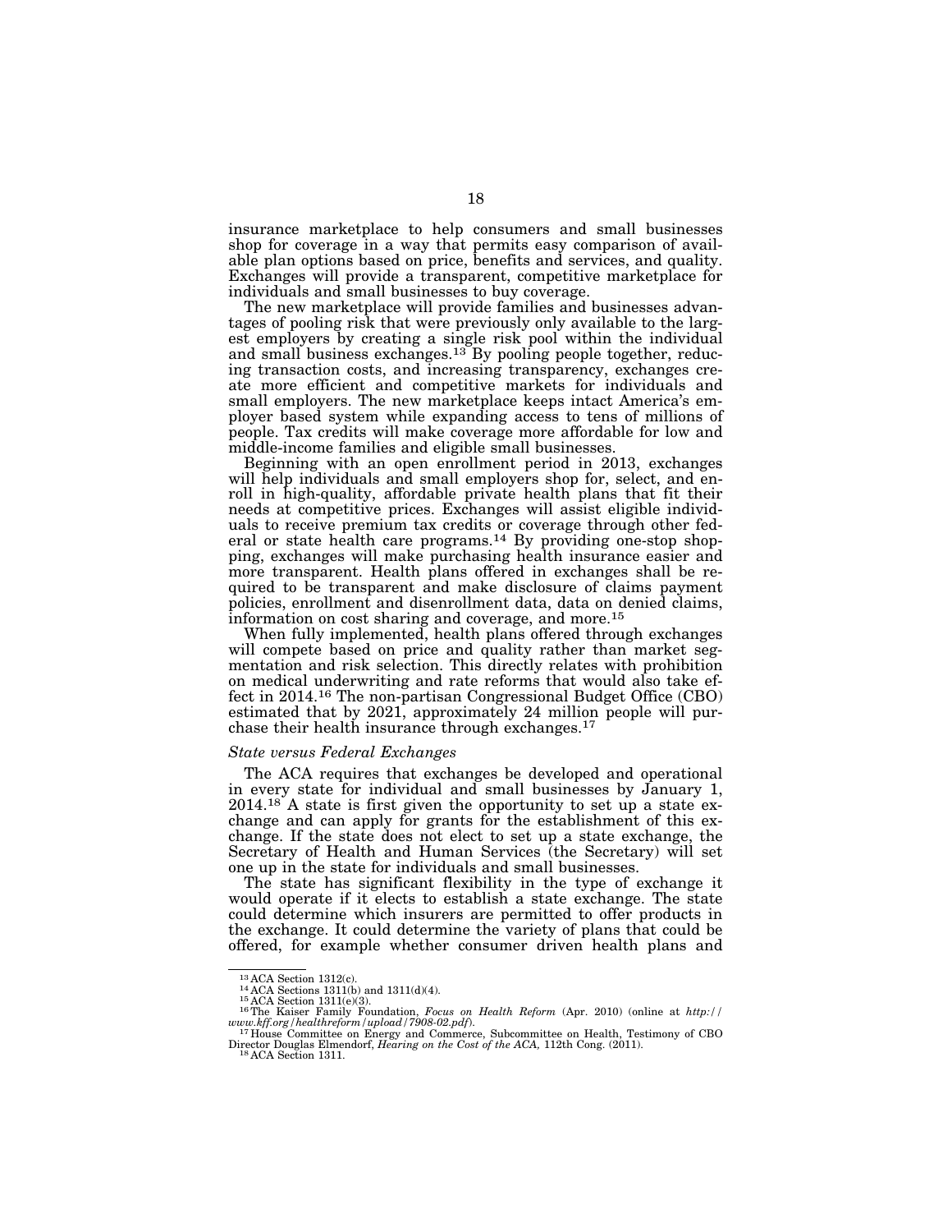insurance marketplace to help consumers and small businesses shop for coverage in a way that permits easy comparison of available plan options based on price, benefits and services, and quality. Exchanges will provide a transparent, competitive marketplace for individuals and small businesses to buy coverage.

The new marketplace will provide families and businesses advantages of pooling risk that were previously only available to the largest employers by creating a single risk pool within the individual and small business exchanges.[13] By pooling people together, reducing transaction costs, and increasing transparency, exchanges create more efficient and competitive markets for individuals and small employers. The new marketplace keeps intact America's employer based system while expanding access to tens of millions of people. Tax credits will make coverage more affordable for low and middle-income families and eligible small businesses.

Beginning with an open enrollment period in 2013, exchanges will help individuals and small employers shop for, select, and enroll in high-quality, affordable private health plans that fit their needs at competitive prices. Exchanges will assist eligible individuals to receive premium tax credits or coverage through other federal or state health care programs.[14] By providing one-stop shopping, exchanges will make purchasing health insurance easier and more transparent. Health plans offered in exchanges shall be required to be transparent and make disclosure of claims payment policies, enrollment and disenrollment data, data on denied claims, information on cost sharing and coverage, and more.[15]

When fully implemented, health plans offered through exchanges will compete based on price and quality rather than market segmentation and risk selection. This directly relates with prohibition on medical underwriting and rate reforms that would also take effect in 2014.[16] The non-partisan Congressional Budget Office (CBO) estimated that by 2021, approximately 24 million people will purchase their health insurance through exchanges.[17]

*State versus Federal Exchanges*

The ACA requires that exchanges be developed and operational in every state for individual and small businesses by January 1, 2014.[18] A state is first given the opportunity to set up a state exchange and can apply for grants for the establishment of this exchange. If the state does not elect to set up a state exchange, the Secretary of Health and Human Services (the Secretary) will set one up in the state for individuals and small businesses.

The state has significant flexibility in the type of exchange it would operate if it elects to establish a state exchange. The state could determine which insurers are permitted to offer products in the exchange. It could determine the variety of plans that could be offered, for example whether consumer driven health plans and

---

[13] ACA Section 1312(c).

[14] ACA Sections 1311(b) and 1311(d)(4).

[15] ACA Section 1311(e)(3).

[16] The Kaiser Family Foundation, *Focus on Health Reform* (Apr. 2010) (online at *http://www.kff.org/healthreform/upload/7908-02.pdf*).

[17] House Committee on Energy and Commerce, Subcommittee on Health, Testimony of CBO Director Douglas Elmendorf, *Hearing on the Cost of the ACA,* 112th Cong. (2011).

[18] ACA Section 1311.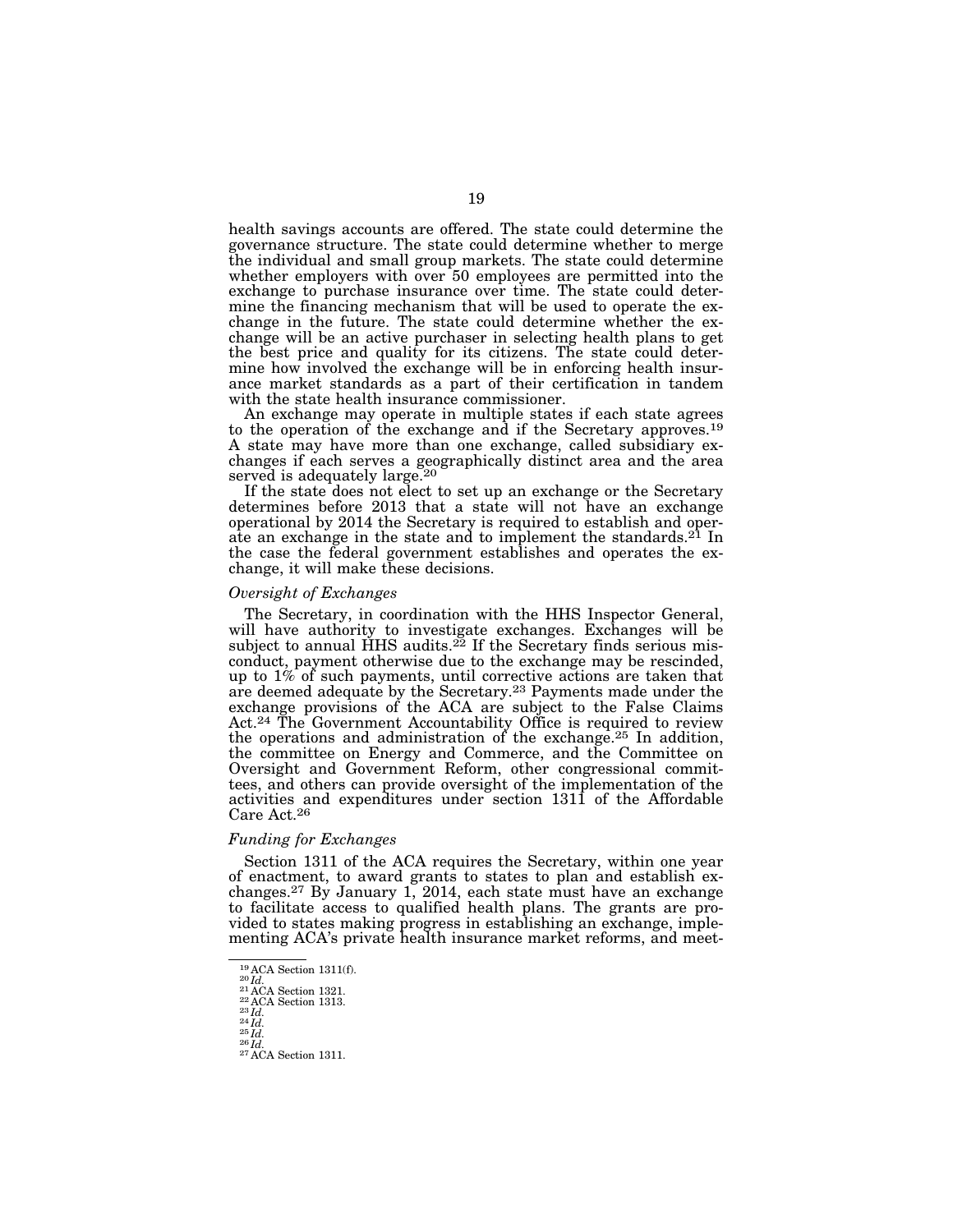health savings accounts are offered. The state could determine the governance structure. The state could determine whether to merge the individual and small group markets. The state could determine whether employers with over 50 employees are permitted into the exchange to purchase insurance over time. The state could determine the financing mechanism that will be used to operate the exchange in the future. The state could determine whether the exchange will be an active purchaser in selecting health plans to get the best price and quality for its citizens. The state could determine how involved the exchange will be in enforcing health insurance market standards as a part of their certification in tandem with the state health insurance commissioner.

An exchange may operate in multiple states if each state agrees to the operation of the exchange and if the Secretary approves.[19] A state may have more than one exchange, called subsidiary exchanges if each serves a geographically distinct area and the area served is adequately large.[20]

If the state does not elect to set up an exchange or the Secretary determines before 2013 that a state will not have an exchange operational by 2014 the Secretary is required to establish and operate an exchange in the state and to implement the standards.[21] In the case the federal government establishes and operates the exchange, it will make these decisions.

*Oversight of Exchanges*

The Secretary, in coordination with the HHS Inspector General, will have authority to investigate exchanges. Exchanges will be subject to annual HHS audits.[22] If the Secretary finds serious misconduct, payment otherwise due to the exchange may be rescinded, up to 1% of such payments, until corrective actions are taken that are deemed adequate by the Secretary.[23] Payments made under the exchange provisions of the ACA are subject to the False Claims Act.[24] The Government Accountability Office is required to review the operations and administration of the exchange.[25] In addition, the committee on Energy and Commerce, and the Committee on Oversight and Government Reform, other congressional committees, and others can provide oversight of the implementation of the activities and expenditures under section 1311 of the Affordable Care Act.[26]

*Funding for Exchanges*

Section 1311 of the ACA requires the Secretary, within one year of enactment, to award grants to states to plan and establish exchanges.[27] By January 1, 2014, each state must have an exchange to facilitate access to qualified health plans. The grants are provided to states making progress in establishing an exchange, implementing ACA's private health insurance market reforms, and meet-

---

[19] ACA Section 1311(f).
[20] *Id.*
[21] ACA Section 1321.
[22] ACA Section 1313.
[23] *Id.*
[24] *Id.*
[25] *Id.*
[26] *Id.*
[27] ACA Section 1311.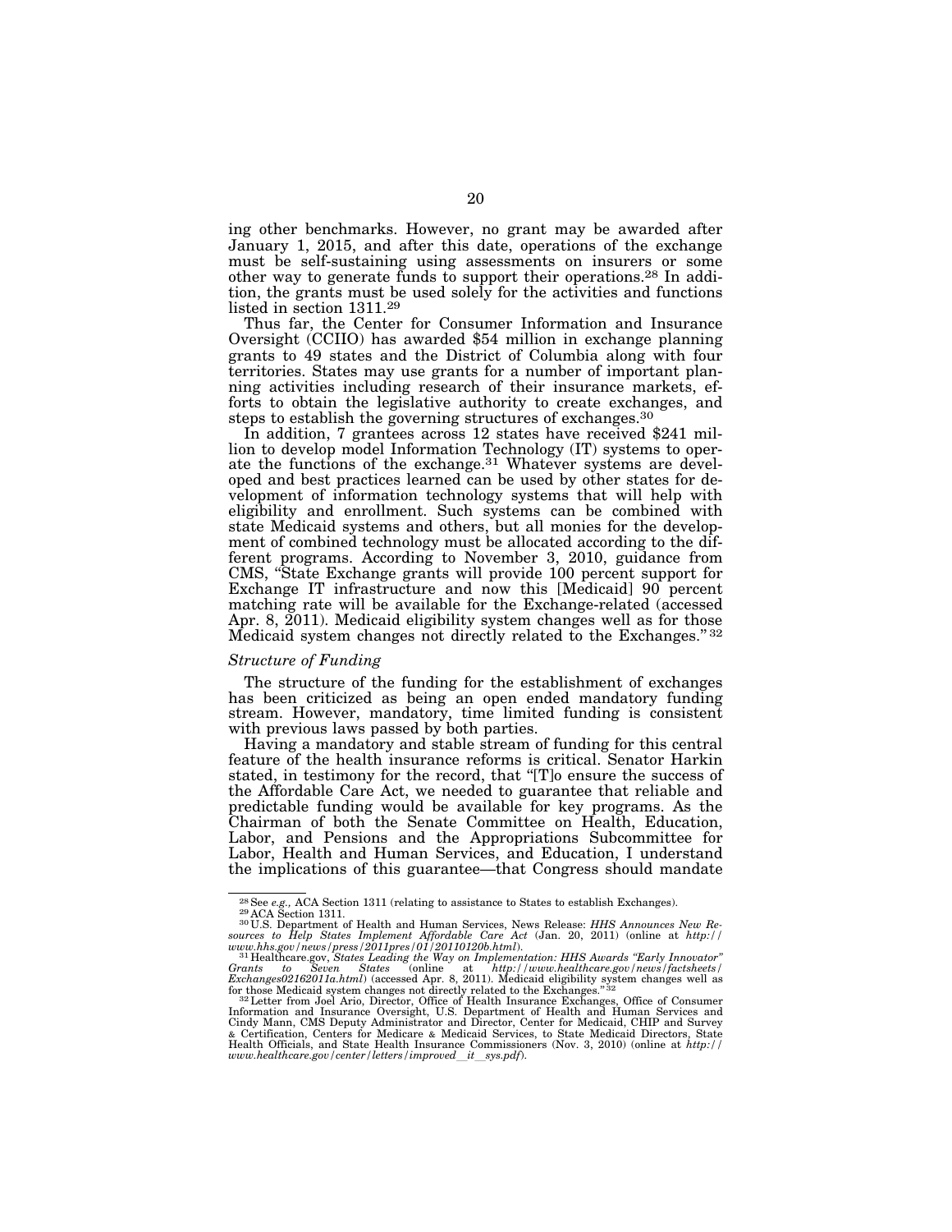ing other benchmarks. However, no grant may be awarded after January 1, 2015, and after this date, operations of the exchange must be self-sustaining using assessments on insurers or some other way to generate funds to support their operations.[28] In addition, the grants must be used solely for the activities and functions listed in section 1311.[29]

Thus far, the Center for Consumer Information and Insurance Oversight (CCIIO) has awarded $54 million in exchange planning grants to 49 states and the District of Columbia along with four territories. States may use grants for a number of important planning activities including research of their insurance markets, efforts to obtain the legislative authority to create exchanges, and steps to establish the governing structures of exchanges.[30]

In addition, 7 grantees across 12 states have received $241 million to develop model Information Technology (IT) systems to operate the functions of the exchange.[31] Whatever systems are developed and best practices learned can be used by other states for development of information technology systems that will help with eligibility and enrollment. Such systems can be combined with state Medicaid systems and others, but all monies for the development of combined technology must be allocated according to the different programs. According to November 3, 2010, guidance from CMS, "State Exchange grants will provide 100 percent support for Exchange IT infrastructure and now this [Medicaid] 90 percent matching rate will be available for the Exchange-related (accessed Apr. 8, 2011). Medicaid eligibility system changes well as for those Medicaid system changes not directly related to the Exchanges." [32]

*Structure of Funding*

The structure of the funding for the establishment of exchanges has been criticized as being an open ended mandatory funding stream. However, mandatory, time limited funding is consistent with previous laws passed by both parties.

Having a mandatory and stable stream of funding for this central feature of the health insurance reforms is critical. Senator Harkin stated, in testimony for the record, that "[T]o ensure the success of the Affordable Care Act, we needed to guarantee that reliable and predictable funding would be available for key programs. As the Chairman of both the Senate Committee on Health, Education, Labor, and Pensions and the Appropriations Subcommittee for Labor, Health and Human Services, and Education, I understand the implications of this guarantee—that Congress should mandate

---

[28] See *e.g.,* ACA Section 1311 (relating to assistance to States to establish Exchanges).

[29] ACA Section 1311.

[30] U.S. Department of Health and Human Services, News Release: *HHS Announces New Resources to Help States Implement Affordable Care Act* (Jan. 20, 2011) (online at *http://www.hhs.gov/news/press/2011pres/01/20110120b.html*).

[31] Healthcare.gov, *States Leading the Way on Implementation: HHS Awards "Early Innovator" Grants to Seven States* (online at *http://www.healthcare.gov/news/factsheets/Exchanges02162011a.html*) (accessed Apr. 8, 2011). Medicaid eligibility system changes well as for those Medicaid system changes not directly related to the Exchanges." [32]

[32] Letter from Joel Ario, Director, Office of Health Insurance Exchanges, Office of Consumer Information and Insurance Oversight, U.S. Department of Health and Human Services and Cindy Mann, CMS Deputy Administrator and Director, Center for Medicaid, CHIP and Survey & Certification, Centers for Medicare & Medicaid Services, to State Medicaid Directors, State Health Officials, and State Health Insurance Commissioners (Nov. 3, 2010) (online at *http://www.healthcare.gov/center/letters/improved__it__sys.pdf*).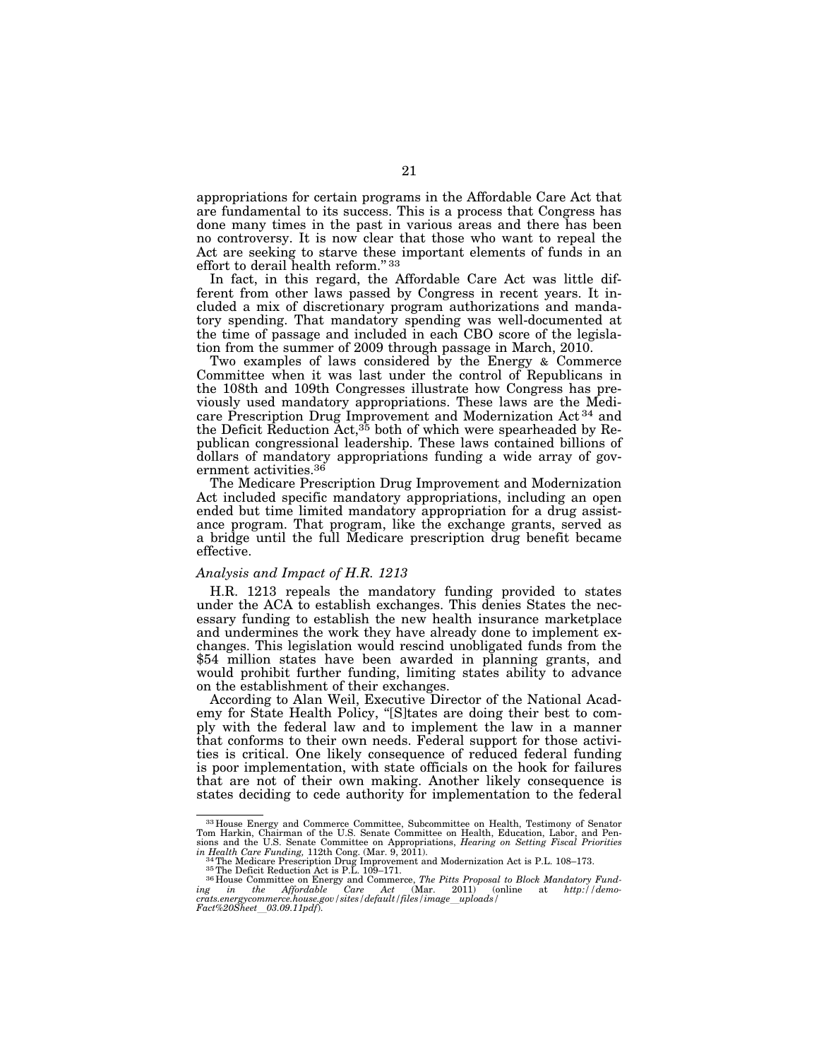appropriations for certain programs in the Affordable Care Act that are fundamental to its success. This is a process that Congress has done many times in the past in various areas and there has been no controversy. It is now clear that those who want to repeal the Act are seeking to starve these important elements of funds in an effort to derail health reform."[33]

In fact, in this regard, the Affordable Care Act was little different from other laws passed by Congress in recent years. It included a mix of discretionary program authorizations and mandatory spending. That mandatory spending was well-documented at the time of passage and included in each CBO score of the legislation from the summer of 2009 through passage in March, 2010.

Two examples of laws considered by the Energy & Commerce Committee when it was last under the control of Republicans in the 108th and 109th Congresses illustrate how Congress has previously used mandatory appropriations. These laws are the Medicare Prescription Drug Improvement and Modernization Act[34] and the Deficit Reduction Act,[35] both of which were spearheaded by Republican congressional leadership. These laws contained billions of dollars of mandatory appropriations funding a wide array of government activities.[36]

The Medicare Prescription Drug Improvement and Modernization Act included specific mandatory appropriations, including an open ended but time limited mandatory appropriation for a drug assistance program. That program, like the exchange grants, served as a bridge until the full Medicare prescription drug benefit became effective.

### *Analysis and Impact of H.R. 1213*

H.R. 1213 repeals the mandatory funding provided to states under the ACA to establish exchanges. This denies States the necessary funding to establish the new health insurance marketplace and undermines the work they have already done to implement exchanges. This legislation would rescind unobligated funds from the $54 million states have been awarded in planning grants, and would prohibit further funding, limiting states ability to advance on the establishment of their exchanges.

According to Alan Weil, Executive Director of the National Academy for State Health Policy, "[S]tates are doing their best to comply with the federal law and to implement the law in a manner that conforms to their own needs. Federal support for those activities is critical. One likely consequence of reduced federal funding is poor implementation, with state officials on the hook for failures that are not of their own making. Another likely consequence is states deciding to cede authority for implementation to the federal

---

[33] House Energy and Commerce Committee, Subcommittee on Health, Testimony of Senator Tom Harkin, Chairman of the U.S. Senate Committee on Health, Education, Labor, and Pensions and the U.S. Senate Committee on Appropriations, *Hearing on Setting Fiscal Priorities in Health Care Funding,* 112th Cong. (Mar. 9, 2011).

[34] The Medicare Prescription Drug Improvement and Modernization Act is P.L. 108–173.

[35] The Deficit Reduction Act is P.L. 109–171.

[36] House Committee on Energy and Commerce, *The Pitts Proposal to Block Mandatory Funding in the Affordable Care Act* (Mar. 2011) (online at *http://democrats.energycommerce.house.gov/sites/default/files/image_uploads/Fact%20Sheet_03.09.11pdf*).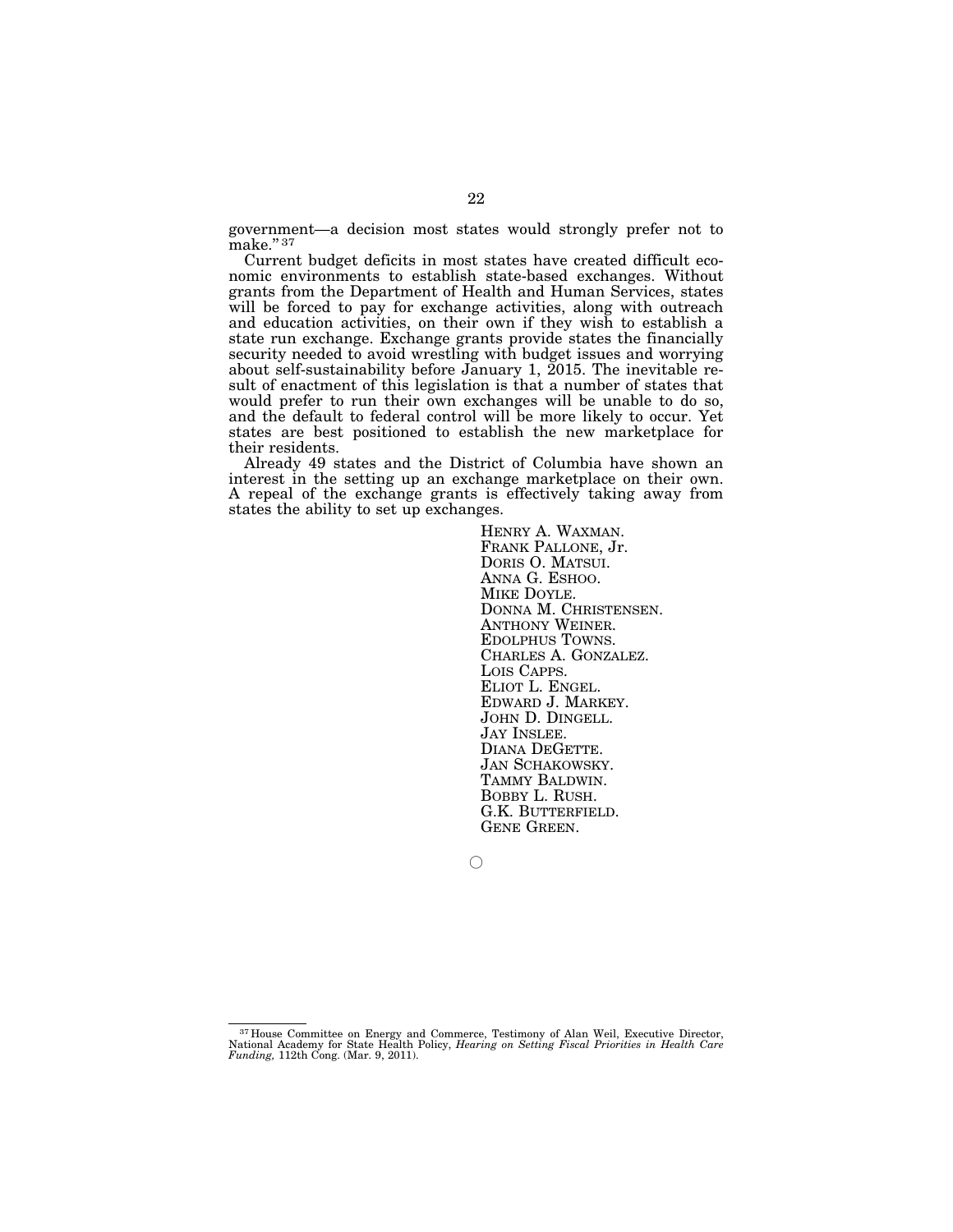government—a decision most states would strongly prefer not to make."[37]

Current budget deficits in most states have created difficult economic environments to establish state-based exchanges. Without grants from the Department of Health and Human Services, states will be forced to pay for exchange activities, along with outreach and education activities, on their own if they wish to establish a state run exchange. Exchange grants provide states the financially security needed to avoid wrestling with budget issues and worrying about self-sustainability before January 1, 2015. The inevitable result of enactment of this legislation is that a number of states that would prefer to run their own exchanges will be unable to do so, and the default to federal control will be more likely to occur. Yet states are best positioned to establish the new marketplace for their residents.

Already 49 states and the District of Columbia have shown an interest in the setting up an exchange marketplace on their own. A repeal of the exchange grants is effectively taking away from states the ability to set up exchanges.

HENRY A. WAXMAN.
FRANK PALLONE, Jr.
DORIS O. MATSUI.
ANNA G. ESHOO.
MIKE DOYLE.
DONNA M. CHRISTENSEN.
ANTHONY WEINER.
EDOLPHUS TOWNS.
CHARLES A. GONZALEZ.
LOIS CAPPS.
ELIOT L. ENGEL.
EDWARD J. MARKEY.
JOHN D. DINGELL.
JAY INSLEE.
DIANA DEGETTE.
JAN SCHAKOWSKY.
TAMMY BALDWIN.
BOBBY L. RUSH.
G.K. BUTTERFIELD.
GENE GREEN.

[37] House Committee on Energy and Commerce, Testimony of Alan Weil, Executive Director, National Academy for State Health Policy, *Hearing on Setting Fiscal Priorities in Health Care Funding,* 112th Cong. (Mar. 9, 2011).